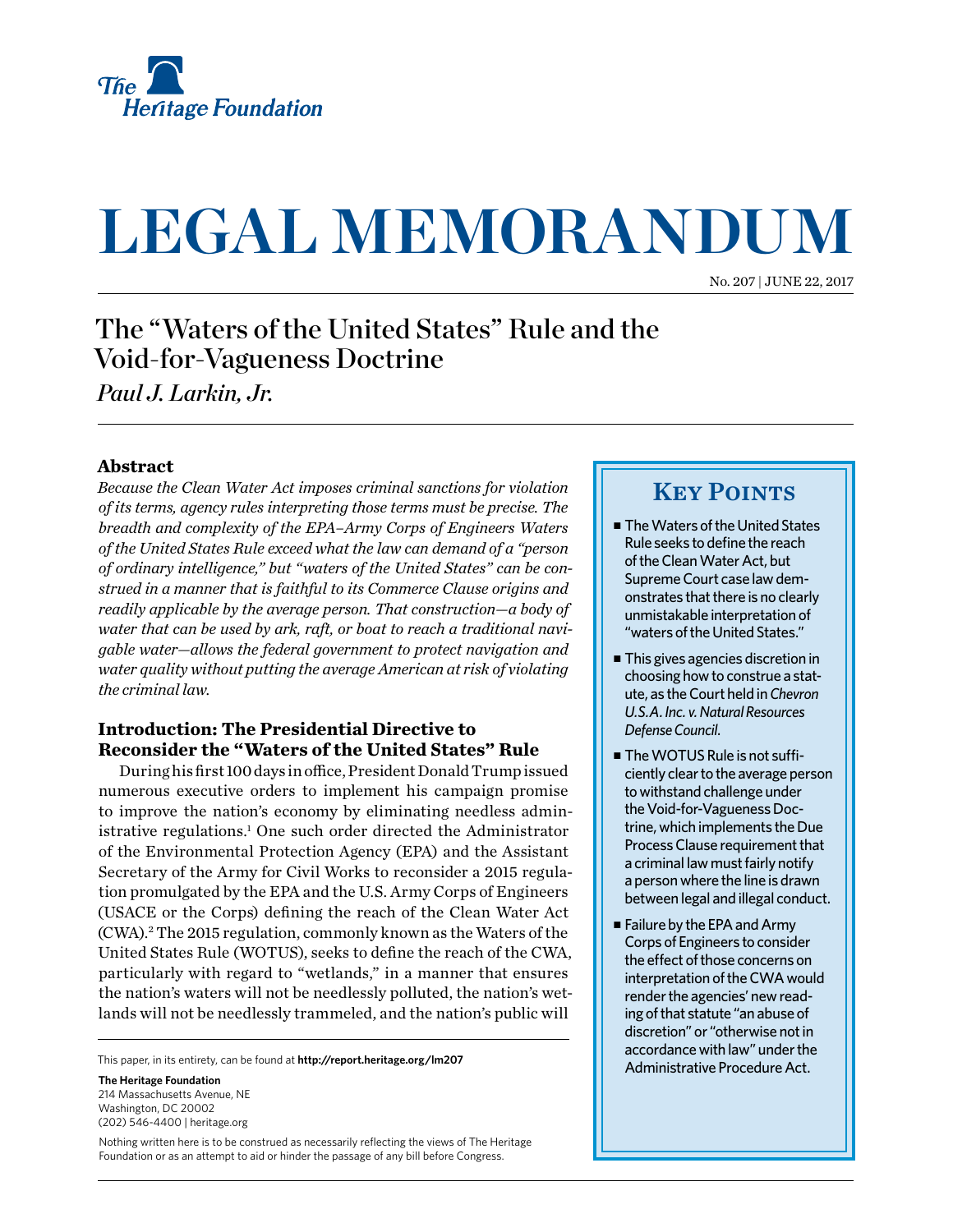The Heritage Foundation

# LEGAL MEMORANDUM

No. 207 | JUNE 22, 2017

## The "Waters of the United States" Rule and the Void-for-Vagueness Doctrine

*Paul J. Larkin, Jr.*

### Abstract

*Because the Clean Water Act imposes criminal sanctions for violation of its terms, agency rules interpreting those terms must be precise. The breadth and complexity of the EPA–Army Corps of Engineers Waters of the United States Rule exceed what the law can demand of a "person of ordinary intelligence," but "waters of the United States" can be construed in a manner that is faithful to its Commerce Clause origins and readily applicable by the average person. That construction—a body of water that can be used by ark, raft, or boat to reach a traditional navigable water—allows the federal government to protect navigation and water quality without putting the average American at risk of violating the criminal law.*

### Introduction: The Presidential Directive to Reconsider the "Waters of the United States" Rule

During his first 100 days in office, President Donald Trump issued numerous executive orders to implement his campaign promise to improve the nation's economy by eliminating needless administrative regulations.[1] One such order directed the Administrator of the Environmental Protection Agency (EPA) and the Assistant Secretary of the Army for Civil Works to reconsider a 2015 regulation promulgated by the EPA and the U.S. Army Corps of Engineers (USACE or the Corps) defining the reach of the Clean Water Act (CWA).[2] The 2015 regulation, commonly known as the Waters of the United States Rule (WOTUS), seeks to define the reach of the CWA, particularly with regard to "wetlands," in a manner that ensures the nation's waters will not be needlessly polluted, the nation's wetlands will not be needlessly trammeled, and the nation's public will

### Key Points

- The Waters of the United States Rule seeks to define the reach of the Clean Water Act, but Supreme Court case law demonstrates that there is no clearly unmistakable interpretation of "waters of the United States."
- This gives agencies discretion in choosing how to construe a statute, as the Court held in *Chevron U.S.A. Inc. v. Natural Resources Defense Council*.
- The WOTUS Rule is not sufficiently clear to the average person to withstand challenge under the Void-for-Vagueness Doctrine, which implements the Due Process Clause requirement that a criminal law must fairly notify a person where the line is drawn between legal and illegal conduct.
- Failure by the EPA and Army Corps of Engineers to consider the effect of those concerns on interpretation of the CWA would render the agencies' new reading of that statute "an abuse of discretion" or "otherwise not in accordance with law" under the Administrative Procedure Act.

This paper, in its entirety, can be found at **http://report.heritage.org/lm207**

**The Heritage Foundation**
214 Massachusetts Avenue, NE
Washington, DC 20002
(202) 546-4400 | heritage.org

Nothing written here is to be construed as necessarily reflecting the views of The Heritage Foundation or as an attempt to aid or hinder the passage of any bill before Congress.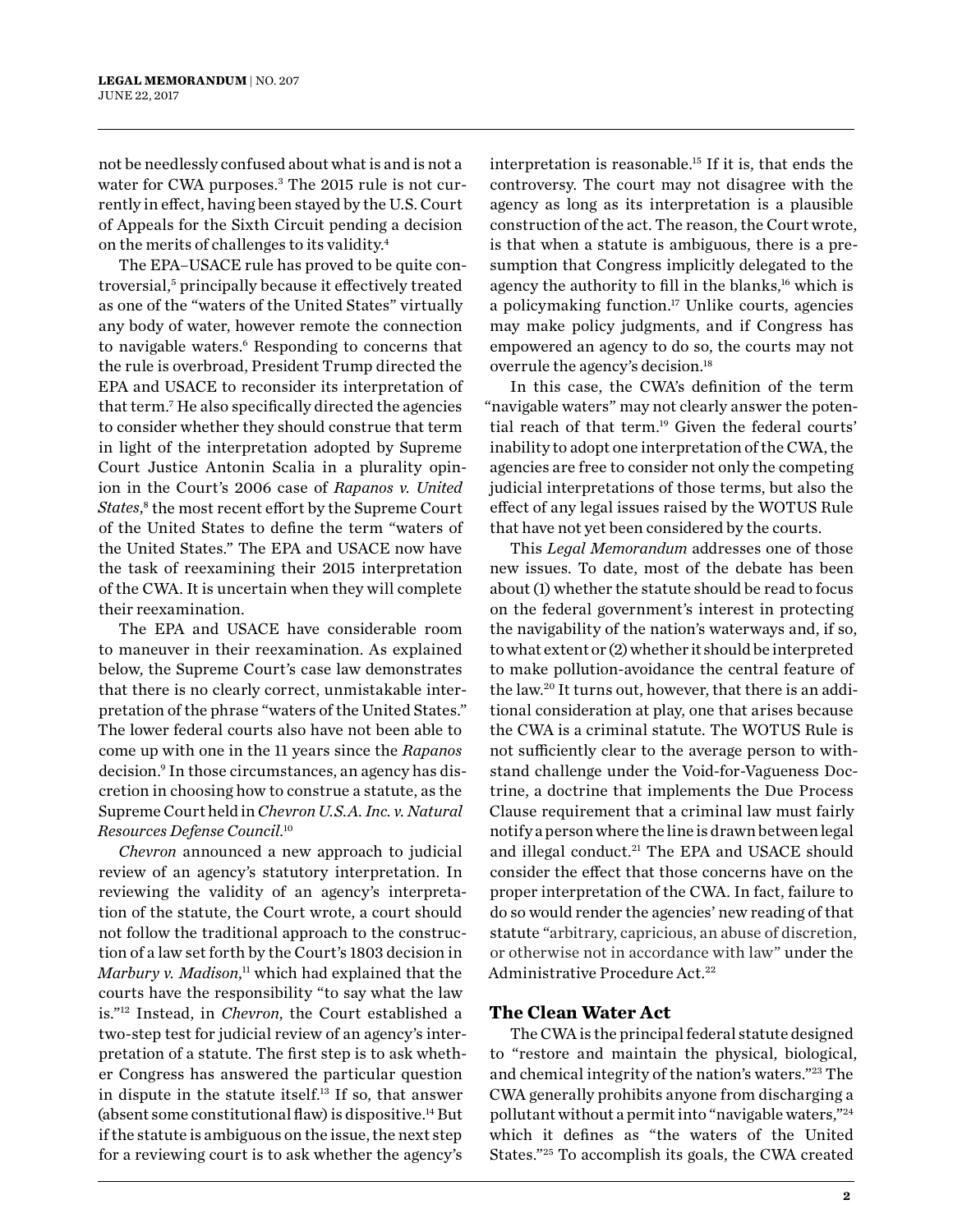not be needlessly confused about what is and is not a water for CWA purposes.[3] The 2015 rule is not currently in effect, having been stayed by the U.S. Court of Appeals for the Sixth Circuit pending a decision on the merits of challenges to its validity.[4]

The EPA–USACE rule has proved to be quite controversial,[5] principally because it effectively treated as one of the "waters of the United States" virtually any body of water, however remote the connection to navigable waters.[6] Responding to concerns that the rule is overbroad, President Trump directed the EPA and USACE to reconsider its interpretation of that term.[7] He also specifically directed the agencies to consider whether they should construe that term in light of the interpretation adopted by Supreme Court Justice Antonin Scalia in a plurality opinion in the Court's 2006 case of *Rapanos v. United States*,[8] the most recent effort by the Supreme Court of the United States to define the term "waters of the United States." The EPA and USACE now have the task of reexamining their 2015 interpretation of the CWA. It is uncertain when they will complete their reexamination.

The EPA and USACE have considerable room to maneuver in their reexamination. As explained below, the Supreme Court's case law demonstrates that there is no clearly correct, unmistakable interpretation of the phrase "waters of the United States." The lower federal courts also have not been able to come up with one in the 11 years since the *Rapanos* decision.[9] In those circumstances, an agency has discretion in choosing how to construe a statute, as the Supreme Court held in *Chevron U.S.A. Inc. v. Natural Resources Defense Council*.[10]

*Chevron* announced a new approach to judicial review of an agency's statutory interpretation. In reviewing the validity of an agency's interpretation of the statute, the Court wrote, a court should not follow the traditional approach to the construction of a law set forth by the Court's 1803 decision in *Marbury v. Madison*,[11] which had explained that the courts have the responsibility "to say what the law is."[12] Instead, in *Chevron*, the Court established a two-step test for judicial review of an agency's interpretation of a statute. The first step is to ask whether Congress has answered the particular question in dispute in the statute itself.[13] If so, that answer (absent some constitutional flaw) is dispositive.[14] But if the statute is ambiguous on the issue, the next step for a reviewing court is to ask whether the agency's interpretation is reasonable.[15] If it is, that ends the controversy. The court may not disagree with the agency as long as its interpretation is a plausible construction of the act. The reason, the Court wrote, is that when a statute is ambiguous, there is a presumption that Congress implicitly delegated to the agency the authority to fill in the blanks,[16] which is a policymaking function.[17] Unlike courts, agencies may make policy judgments, and if Congress has empowered an agency to do so, the courts may not overrule the agency's decision.[18]

In this case, the CWA's definition of the term "navigable waters" may not clearly answer the potential reach of that term.[19] Given the federal courts' inability to adopt one interpretation of the CWA, the agencies are free to consider not only the competing judicial interpretations of those terms, but also the effect of any legal issues raised by the WOTUS Rule that have not yet been considered by the courts.

This *Legal Memorandum* addresses one of those new issues. To date, most of the debate has been about (1) whether the statute should be read to focus on the federal government's interest in protecting the navigability of the nation's waterways and, if so, to what extent or (2) whether it should be interpreted to make pollution-avoidance the central feature of the law.[20] It turns out, however, that there is an additional consideration at play, one that arises because the CWA is a criminal statute. The WOTUS Rule is not sufficiently clear to the average person to withstand challenge under the Void-for-Vagueness Doctrine, a doctrine that implements the Due Process Clause requirement that a criminal law must fairly notify a person where the line is drawn between legal and illegal conduct.[21] The EPA and USACE should consider the effect that those concerns have on the proper interpretation of the CWA. In fact, failure to do so would render the agencies' new reading of that statute "arbitrary, capricious, an abuse of discretion, or otherwise not in accordance with law" under the Administrative Procedure Act.[22]

## The Clean Water Act

The CWA is the principal federal statute designed to "restore and maintain the physical, biological, and chemical integrity of the nation's waters."[23] The CWA generally prohibits anyone from discharging a pollutant without a permit into "navigable waters,"[24] which it defines as "the waters of the United States."[25] To accomplish its goals, the CWA created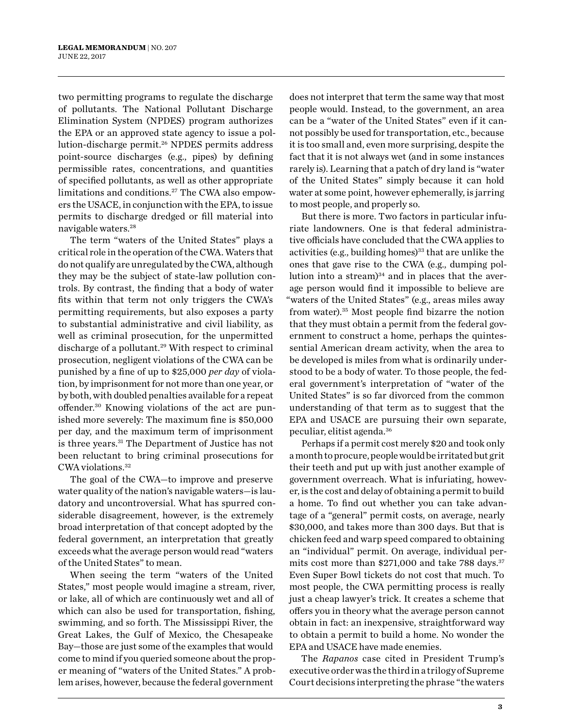two permitting programs to regulate the discharge of pollutants. The National Pollutant Discharge Elimination System (NPDES) program authorizes the EPA or an approved state agency to issue a pollution-discharge permit.[26] NPDES permits address point-source discharges (e.g., pipes) by defining permissible rates, concentrations, and quantities of specified pollutants, as well as other appropriate limitations and conditions.[27] The CWA also empowers the USACE, in conjunction with the EPA, to issue permits to discharge dredged or fill material into navigable waters.[28]

The term "waters of the United States" plays a critical role in the operation of the CWA. Waters that do not qualify are unregulated by the CWA, although they may be the subject of state-law pollution controls. By contrast, the finding that a body of water fits within that term not only triggers the CWA's permitting requirements, but also exposes a party to substantial administrative and civil liability, as well as criminal prosecution, for the unpermitted discharge of a pollutant.[29] With respect to criminal prosecution, negligent violations of the CWA can be punished by a fine of up to $25,000 *per day* of violation, by imprisonment for not more than one year, or by both, with doubled penalties available for a repeat offender.[30] Knowing violations of the act are punished more severely: The maximum fine is $50,000 per day, and the maximum term of imprisonment is three years.[31] The Department of Justice has not been reluctant to bring criminal prosecutions for CWA violations.[32]

The goal of the CWA—to improve and preserve water quality of the nation's navigable waters—is laudatory and uncontroversial. What has spurred considerable disagreement, however, is the extremely broad interpretation of that concept adopted by the federal government, an interpretation that greatly exceeds what the average person would read "waters of the United States" to mean.

When seeing the term "waters of the United States," most people would imagine a stream, river, or lake, all of which are continuously wet and all of which can also be used for transportation, fishing, swimming, and so forth. The Mississippi River, the Great Lakes, the Gulf of Mexico, the Chesapeake Bay—those are just some of the examples that would come to mind if you queried someone about the proper meaning of "waters of the United States." A problem arises, however, because the federal government does not interpret that term the same way that most people would. Instead, to the government, an area can be a "water of the United States" even if it cannot possibly be used for transportation, etc., because it is too small and, even more surprising, despite the fact that it is not always wet (and in some instances rarely is). Learning that a patch of dry land is "water of the United States" simply because it can hold water at some point, however ephemerally, is jarring to most people, and properly so.

But there is more. Two factors in particular infuriate landowners. One is that federal administrative officials have concluded that the CWA applies to activities (e.g., building homes)[33] that are unlike the ones that gave rise to the CWA (e.g., dumping pollution into a stream)[34] and in places that the average person would find it impossible to believe are "waters of the United States" (e.g., areas miles away from water).[35] Most people find bizarre the notion that they must obtain a permit from the federal government to construct a home, perhaps the quintessential American dream activity, when the area to be developed is miles from what is ordinarily understood to be a body of water. To those people, the federal government's interpretation of "water of the United States" is so far divorced from the common understanding of that term as to suggest that the EPA and USACE are pursuing their own separate, peculiar, elitist agenda.[36]

Perhaps if a permit cost merely $20 and took only a month to procure, people would be irritated but grit their teeth and put up with just another example of government overreach. What is infuriating, however, is the cost and delay of obtaining a permit to build a home. To find out whether you can take advantage of a "general" permit costs, on average, nearly $30,000, and takes more than 300 days. But that is chicken feed and warp speed compared to obtaining an "individual" permit. On average, individual permits cost more than $271,000 and take 788 days.[37] Even Super Bowl tickets do not cost that much. To most people, the CWA permitting process is really just a cheap lawyer's trick. It creates a scheme that offers you in theory what the average person cannot obtain in fact: an inexpensive, straightforward way to obtain a permit to build a home. No wonder the EPA and USACE have made enemies.

The *Rapanos* case cited in President Trump's executive order was the third in a trilogy of Supreme Court decisions interpreting the phrase "the waters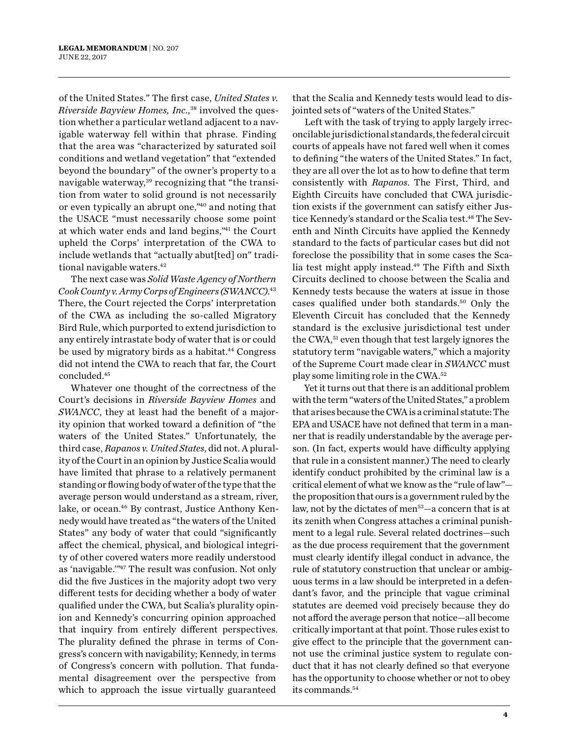of the United States." The first case, *United States v. Riverside Bayview Homes, Inc.*,[38] involved the question whether a particular wetland adjacent to a navigable waterway fell within that phrase. Finding that the area was "characterized by saturated soil conditions and wetland vegetation" that "extended beyond the boundary" of the owner's property to a navigable waterway,[39] recognizing that "the transition from water to solid ground is not necessarily or even typically an abrupt one,"[40] and noting that the USACE "must necessarily choose some point at which water ends and land begins,"[41] the Court upheld the Corps' interpretation of the CWA to include wetlands that "actually abut[ted] on" traditional navigable waters.[42]

The next case was *Solid Waste Agency of Northern Cook County v. Army Corps of Engineers (SWANCC)*.[43] There, the Court rejected the Corps' interpretation of the CWA as including the so-called Migratory Bird Rule, which purported to extend jurisdiction to any entirely intrastate body of water that is or could be used by migratory birds as a habitat.[44] Congress did not intend the CWA to reach that far, the Court concluded.[45]

Whatever one thought of the correctness of the Court's decisions in *Riverside Bayview Homes* and *SWANCC*, they at least had the benefit of a majority opinion that worked toward a definition of "the waters of the United States." Unfortunately, the third case, *Rapanos v. United States*, did not. A plurality of the Court in an opinion by Justice Scalia would have limited that phrase to a relatively permanent standing or flowing body of water of the type that the average person would understand as a stream, river, lake, or ocean.[46] By contrast, Justice Anthony Kennedy would have treated as "the waters of the United States" any body of water that could "significantly affect the chemical, physical, and biological integrity of other covered waters more readily understood as 'navigable.'"[47] The result was confusion. Not only did the five Justices in the majority adopt two very different tests for deciding whether a body of water qualified under the CWA, but Scalia's plurality opinion and Kennedy's concurring opinion approached that inquiry from entirely different perspectives. The plurality defined the phrase in terms of Congress's concern with navigability; Kennedy, in terms of Congress's concern with pollution. That fundamental disagreement over the perspective from which to approach the issue virtually guaranteed that the Scalia and Kennedy tests would lead to disjointed sets of "waters of the United States."

Left with the task of trying to apply largely irreconcilable jurisdictional standards, the federal circuit courts of appeals have not fared well when it comes to defining "the waters of the United States." In fact, they are all over the lot as to how to define that term consistently with *Rapanos*. The First, Third, and Eighth Circuits have concluded that CWA jurisdiction exists if the government can satisfy either Justice Kennedy's standard or the Scalia test.[48] The Seventh and Ninth Circuits have applied the Kennedy standard to the facts of particular cases but did not foreclose the possibility that in some cases the Scalia test might apply instead.[49] The Fifth and Sixth Circuits declined to choose between the Scalia and Kennedy tests because the waters at issue in those cases qualified under both standards.[50] Only the Eleventh Circuit has concluded that the Kennedy standard is the exclusive jurisdictional test under the CWA,[51] even though that test largely ignores the statutory term "navigable waters," which a majority of the Supreme Court made clear in *SWANCC* must play some limiting role in the CWA.[52]

Yet it turns out that there is an additional problem with the term "waters of the United States," a problem that arises because the CWA is a criminal statute: The EPA and USACE have not defined that term in a manner that is readily understandable by the average person. (In fact, experts would have difficulty applying that rule in a consistent manner.) The need to clearly identify conduct prohibited by the criminal law is a critical element of what we know as the "rule of law"—the proposition that ours is a government ruled by the law, not by the dictates of men[53]—a concern that is at its zenith when Congress attaches a criminal punishment to a legal rule. Several related doctrines—such as the due process requirement that the government must clearly identify illegal conduct in advance, the rule of statutory construction that unclear or ambiguous terms in a law should be interpreted in a defendant's favor, and the principle that vague criminal statutes are deemed void precisely because they do not afford the average person that notice—all become critically important at that point. Those rules exist to give effect to the principle that the government cannot use the criminal justice system to regulate conduct that it has not clearly defined so that everyone has the opportunity to choose whether or not to obey its commands.[54]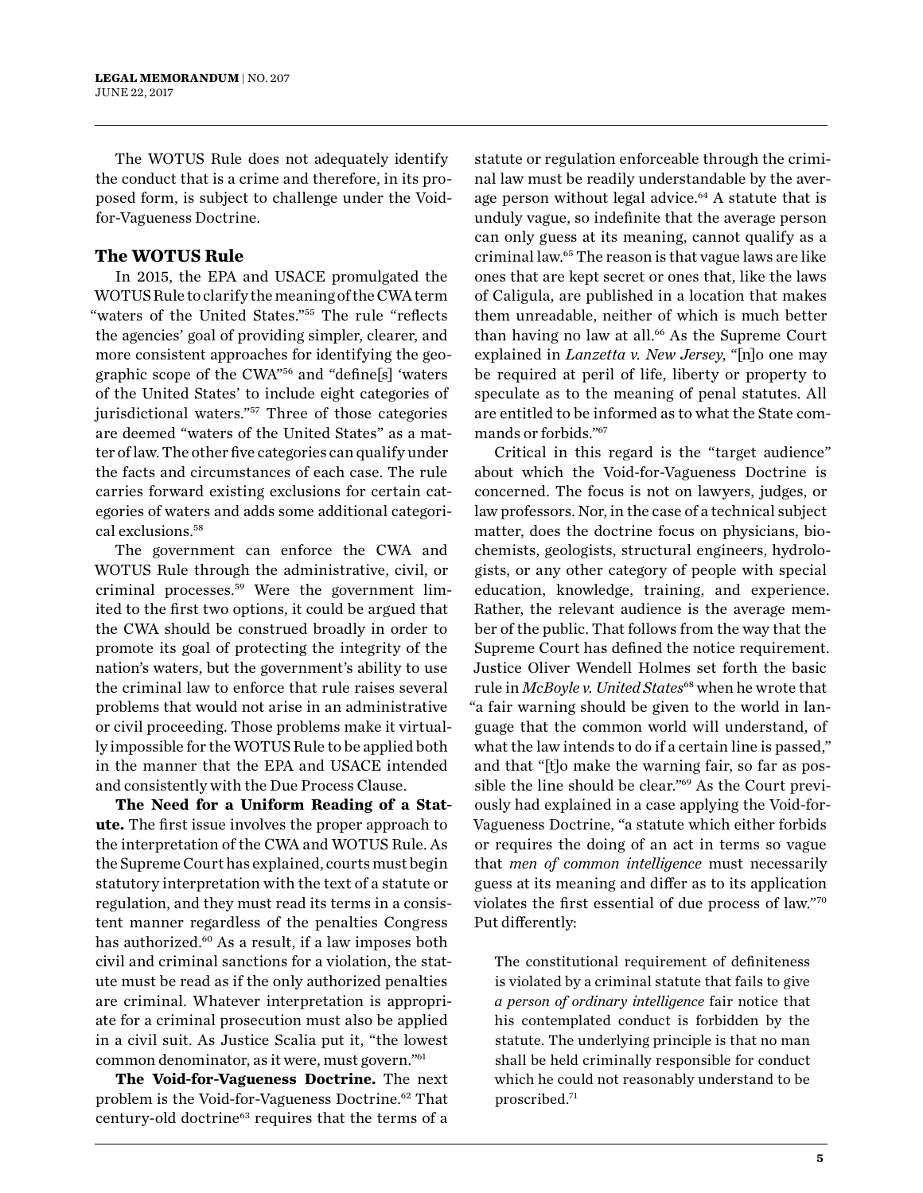The WOTUS Rule does not adequately identify the conduct that is a crime and therefore, in its proposed form, is subject to challenge under the Void-for-Vagueness Doctrine.

## The WOTUS Rule

In 2015, the EPA and USACE promulgated the WOTUS Rule to clarify the meaning of the CWA term "waters of the United States."[55] The rule "reflects the agencies' goal of providing simpler, clearer, and more consistent approaches for identifying the geographic scope of the CWA"[56] and "define[s] 'waters of the United States' to include eight categories of jurisdictional waters."[57] Three of those categories are deemed "waters of the United States" as a matter of law. The other five categories can qualify under the facts and circumstances of each case. The rule carries forward existing exclusions for certain categories of waters and adds some additional categorical exclusions.[58]

The government can enforce the CWA and WOTUS Rule through the administrative, civil, or criminal processes.[59] Were the government limited to the first two options, it could be argued that the CWA should be construed broadly in order to promote its goal of protecting the integrity of the nation's waters, but the government's ability to use the criminal law to enforce that rule raises several problems that would not arise in an administrative or civil proceeding. Those problems make it virtually impossible for the WOTUS Rule to be applied both in the manner that the EPA and USACE intended and consistently with the Due Process Clause.

**The Need for a Uniform Reading of a Statute.** The first issue involves the proper approach to the interpretation of the CWA and WOTUS Rule. As the Supreme Court has explained, courts must begin statutory interpretation with the text of a statute or regulation, and they must read its terms in a consistent manner regardless of the penalties Congress has authorized.[60] As a result, if a law imposes both civil and criminal sanctions for a violation, the statute must be read as if the only authorized penalties are criminal. Whatever interpretation is appropriate for a criminal prosecution must also be applied in a civil suit. As Justice Scalia put it, "the lowest common denominator, as it were, must govern."[61]

**The Void-for-Vagueness Doctrine.** The next problem is the Void-for-Vagueness Doctrine.[62] That century-old doctrine[63] requires that the terms of a statute or regulation enforceable through the criminal law must be readily understandable by the average person without legal advice.[64] A statute that is unduly vague, so indefinite that the average person can only guess at its meaning, cannot qualify as a criminal law.[65] The reason is that vague laws are like ones that are kept secret or ones that, like the laws of Caligula, are published in a location that makes them unreadable, neither of which is much better than having no law at all.[66] As the Supreme Court explained in *Lanzetta v. New Jersey*, "[n]o one may be required at peril of life, liberty or property to speculate as to the meaning of penal statutes. All are entitled to be informed as to what the State commands or forbids."[67]

Critical in this regard is the "target audience" about which the Void-for-Vagueness Doctrine is concerned. The focus is not on lawyers, judges, or law professors. Nor, in the case of a technical subject matter, does the doctrine focus on physicians, biochemists, geologists, structural engineers, hydrologists, or any other category of people with special education, knowledge, training, and experience. Rather, the relevant audience is the average member of the public. That follows from the way that the Supreme Court has defined the notice requirement. Justice Oliver Wendell Holmes set forth the basic rule in *McBoyle v. United States*[68] when he wrote that "a fair warning should be given to the world in language that the common world will understand, of what the law intends to do if a certain line is passed," and that "[t]o make the warning fair, so far as possible the line should be clear."[69] As the Court previously had explained in a case applying the Void-for-Vagueness Doctrine, "a statute which either forbids or requires the doing of an act in terms so vague that *men of common intelligence* must necessarily guess at its meaning and differ as to its application violates the first essential of due process of law."[70] Put differently:

> The constitutional requirement of definiteness is violated by a criminal statute that fails to give *a person of ordinary intelligence* fair notice that his contemplated conduct is forbidden by the statute. The underlying principle is that no man shall be held criminally responsible for conduct which he could not reasonably understand to be proscribed.[71]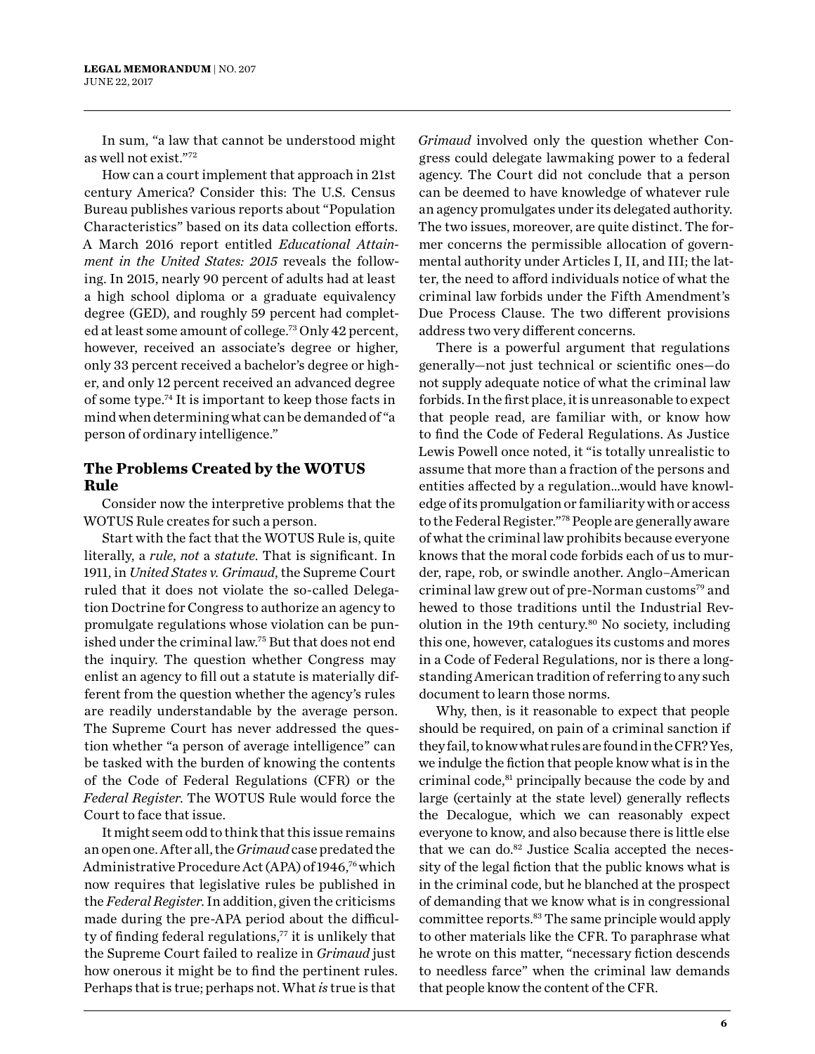In sum, "a law that cannot be understood might as well not exist."[72]

How can a court implement that approach in 21st century America? Consider this: The U.S. Census Bureau publishes various reports about "Population Characteristics" based on its data collection efforts. A March 2016 report entitled *Educational Attainment in the United States: 2015* reveals the following. In 2015, nearly 90 percent of adults had at least a high school diploma or a graduate equivalency degree (GED), and roughly 59 percent had completed at least some amount of college.[73] Only 42 percent, however, received an associate's degree or higher, only 33 percent received a bachelor's degree or higher, and only 12 percent received an advanced degree of some type.[74] It is important to keep those facts in mind when determining what can be demanded of "a person of ordinary intelligence."

## The Problems Created by the WOTUS Rule

Consider now the interpretive problems that the WOTUS Rule creates for such a person.

Start with the fact that the WOTUS Rule is, quite literally, a *rule, not* a *statute*. That is significant. In 1911, in *United States v. Grimaud*, the Supreme Court ruled that it does not violate the so-called Delegation Doctrine for Congress to authorize an agency to promulgate regulations whose violation can be punished under the criminal law.[75] But that does not end the inquiry. The question whether Congress may enlist an agency to fill out a statute is materially different from the question whether the agency's rules are readily understandable by the average person. The Supreme Court has never addressed the question whether "a person of average intelligence" can be tasked with the burden of knowing the contents of the Code of Federal Regulations (CFR) or the *Federal Register*. The WOTUS Rule would force the Court to face that issue.

It might seem odd to think that this issue remains an open one. After all, the *Grimaud* case predated the Administrative Procedure Act (APA) of 1946,[76] which now requires that legislative rules be published in the *Federal Register*. In addition, given the criticisms made during the pre-APA period about the difficulty of finding federal regulations,[77] it is unlikely that the Supreme Court failed to realize in *Grimaud* just how onerous it might be to find the pertinent rules. Perhaps that is true; perhaps not. What *is* true is that *Grimaud* involved only the question whether Congress could delegate lawmaking power to a federal agency. The Court did not conclude that a person can be deemed to have knowledge of whatever rule an agency promulgates under its delegated authority. The two issues, moreover, are quite distinct. The former concerns the permissible allocation of governmental authority under Articles I, II, and III; the latter, the need to afford individuals notice of what the criminal law forbids under the Fifth Amendment's Due Process Clause. The two different provisions address two very different concerns.

There is a powerful argument that regulations generally—not just technical or scientific ones—do not supply adequate notice of what the criminal law forbids. In the first place, it is unreasonable to expect that people read, are familiar with, or know how to find the Code of Federal Regulations. As Justice Lewis Powell once noted, it "is totally unrealistic to assume that more than a fraction of the persons and entities affected by a regulation...would have knowledge of its promulgation or familiarity with or access to the Federal Register."[78] People are generally aware of what the criminal law prohibits because everyone knows that the moral code forbids each of us to murder, rape, rob, or swindle another. Anglo–American criminal law grew out of pre-Norman customs[79] and hewed to those traditions until the Industrial Revolution in the 19th century.[80] No society, including this one, however, catalogues its customs and mores in a Code of Federal Regulations, nor is there a longstanding American tradition of referring to any such document to learn those norms.

Why, then, is it reasonable to expect that people should be required, on pain of a criminal sanction if they fail, to know what rules are found in the CFR? Yes, we indulge the fiction that people know what is in the criminal code,[81] principally because the code by and large (certainly at the state level) generally reflects the Decalogue, which we can reasonably expect everyone to know, and also because there is little else that we can do.[82] Justice Scalia accepted the necessity of the legal fiction that the public knows what is in the criminal code, but he blanched at the prospect of demanding that we know what is in congressional committee reports.[83] The same principle would apply to other materials like the CFR. To paraphrase what he wrote on this matter, "necessary fiction descends to needless farce" when the criminal law demands that people know the content of the CFR.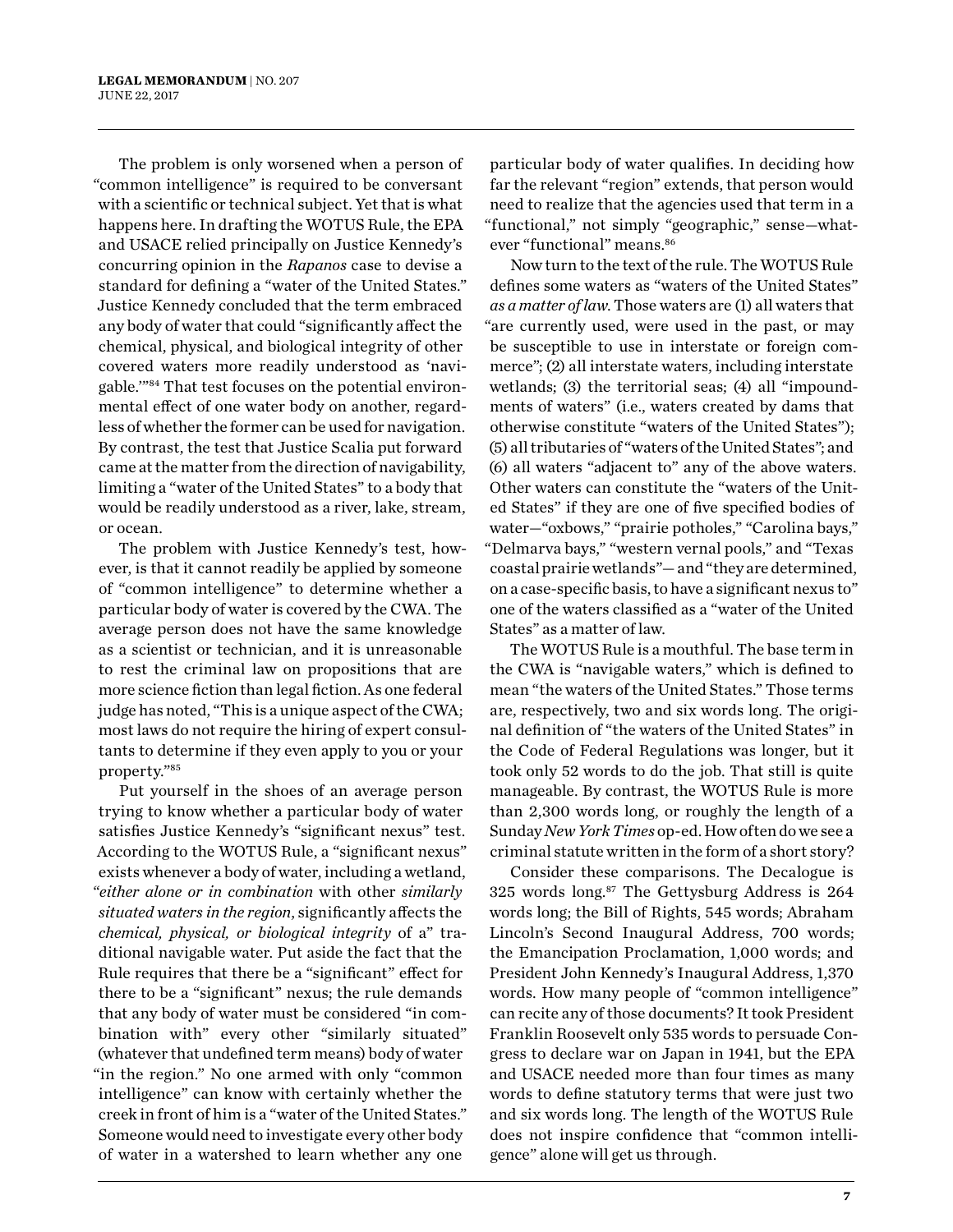The problem is only worsened when a person of "common intelligence" is required to be conversant with a scientific or technical subject. Yet that is what happens here. In drafting the WOTUS Rule, the EPA and USACE relied principally on Justice Kennedy's concurring opinion in the *Rapanos* case to devise a standard for defining a "water of the United States." Justice Kennedy concluded that the term embraced any body of water that could "significantly affect the chemical, physical, and biological integrity of other covered waters more readily understood as 'navigable.'"[84] That test focuses on the potential environmental effect of one water body on another, regardless of whether the former can be used for navigation. By contrast, the test that Justice Scalia put forward came at the matter from the direction of navigability, limiting a "water of the United States" to a body that would be readily understood as a river, lake, stream, or ocean.

The problem with Justice Kennedy's test, however, is that it cannot readily be applied by someone of "common intelligence" to determine whether a particular body of water is covered by the CWA. The average person does not have the same knowledge as a scientist or technician, and it is unreasonable to rest the criminal law on propositions that are more science fiction than legal fiction. As one federal judge has noted, "This is a unique aspect of the CWA; most laws do not require the hiring of expert consultants to determine if they even apply to you or your property."[85]

Put yourself in the shoes of an average person trying to know whether a particular body of water satisfies Justice Kennedy's "significant nexus" test. According to the WOTUS Rule, a "significant nexus" exists whenever a body of water, including a wetland, "*either alone or in combination* with other *similarly situated waters in the region*, significantly affects the *chemical, physical, or biological integrity* of a" traditional navigable water. Put aside the fact that the Rule requires that there be a "significant" effect for there to be a "significant" nexus; the rule demands that any body of water must be considered "in combination with" every other "similarly situated" (whatever that undefined term means) body of water "in the region." No one armed with only "common intelligence" can know with certainly whether the creek in front of him is a "water of the United States." Someone would need to investigate every other body of water in a watershed to learn whether any one particular body of water qualifies. In deciding how far the relevant "region" extends, that person would need to realize that the agencies used that term in a "functional," not simply "geographic," sense—whatever "functional" means.[86]

Now turn to the text of the rule. The WOTUS Rule defines some waters as "waters of the United States" *as a matter of law*. Those waters are (1) all waters that "are currently used, were used in the past, or may be susceptible to use in interstate or foreign commerce"; (2) all interstate waters, including interstate wetlands; (3) the territorial seas; (4) all "impoundments of waters" (i.e., waters created by dams that otherwise constitute "waters of the United States"); (5) all tributaries of "waters of the United States"; and (6) all waters "adjacent to" any of the above waters. Other waters can constitute the "waters of the United States" if they are one of five specified bodies of water—"oxbows," "prairie potholes," "Carolina bays," "Delmarva bays," "western vernal pools," and "Texas coastal prairie wetlands"— and "they are determined, on a case-specific basis, to have a significant nexus to" one of the waters classified as a "water of the United States" as a matter of law.

The WOTUS Rule is a mouthful. The base term in the CWA is "navigable waters," which is defined to mean "the waters of the United States." Those terms are, respectively, two and six words long. The original definition of "the waters of the United States" in the Code of Federal Regulations was longer, but it took only 52 words to do the job. That still is quite manageable. By contrast, the WOTUS Rule is more than 2,300 words long, or roughly the length of a Sunday *New York Times* op-ed. How often do we see a criminal statute written in the form of a short story?

Consider these comparisons. The Decalogue is 325 words long.[87] The Gettysburg Address is 264 words long; the Bill of Rights, 545 words; Abraham Lincoln's Second Inaugural Address, 700 words; the Emancipation Proclamation, 1,000 words; and President John Kennedy's Inaugural Address, 1,370 words. How many people of "common intelligence" can recite any of those documents? It took President Franklin Roosevelt only 535 words to persuade Congress to declare war on Japan in 1941, but the EPA and USACE needed more than four times as many words to define statutory terms that were just two and six words long. The length of the WOTUS Rule does not inspire confidence that "common intelligence" alone will get us through.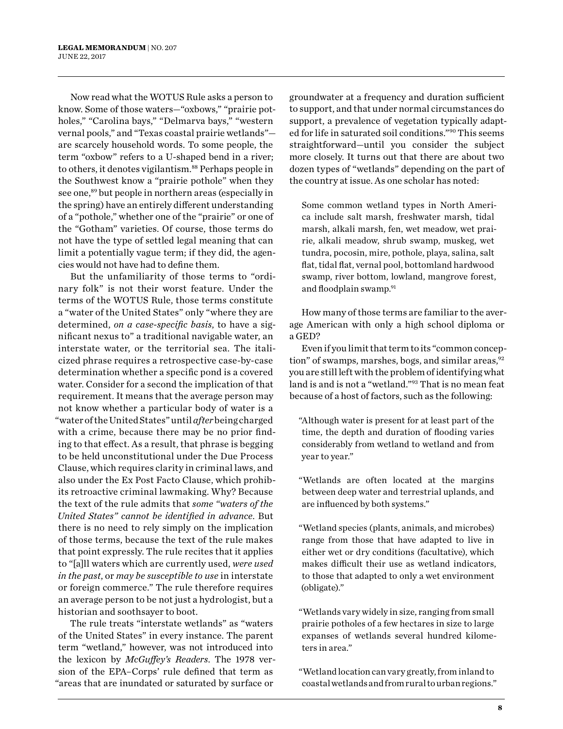Now read what the WOTUS Rule asks a person to know. Some of those waters—"oxbows," "prairie potholes," "Carolina bays," "Delmarva bays," "western vernal pools," and "Texas coastal prairie wetlands"—are scarcely household words. To some people, the term "oxbow" refers to a U-shaped bend in a river; to others, it denotes vigilantism.[88] Perhaps people in the Southwest know a "prairie pothole" when they see one,[89] but people in northern areas (especially in the spring) have an entirely different understanding of a "pothole," whether one of the "prairie" or one of the "Gotham" varieties. Of course, those terms do not have the type of settled legal meaning that can limit a potentially vague term; if they did, the agencies would not have had to define them.

But the unfamiliarity of those terms to "ordinary folk" is not their worst feature. Under the terms of the WOTUS Rule, those terms constitute a "water of the United States" only "where they are determined, *on a case-specific basis*, to have a significant nexus to" a traditional navigable water, an interstate water, or the territorial sea. The italicized phrase requires a retrospective case-by-case determination whether a specific pond is a covered water. Consider for a second the implication of that requirement. It means that the average person may not know whether a particular body of water is a "water of the United States" until *after* being charged with a crime, because there may be no prior finding to that effect. As a result, that phrase is begging to be held unconstitutional under the Due Process Clause, which requires clarity in criminal laws, and also under the Ex Post Facto Clause, which prohibits retroactive criminal lawmaking. Why? Because the text of the rule admits that *some "waters of the United States" cannot be identified in advance*. But there is no need to rely simply on the implication of those terms, because the text of the rule makes that point expressly. The rule recites that it applies to "[a]ll waters which are currently used, *were used in the past*, or *may be susceptible to use* in interstate or foreign commerce." The rule therefore requires an average person to be not just a hydrologist, but a historian and soothsayer to boot.

The rule treats "interstate wetlands" as "waters of the United States" in every instance. The parent term "wetland," however, was not introduced into the lexicon by *McGuffey's Readers*. The 1978 version of the EPA–Corps' rule defined that term as "areas that are inundated or saturated by surface or groundwater at a frequency and duration sufficient to support, and that under normal circumstances do support, a prevalence of vegetation typically adapted for life in saturated soil conditions."[90] This seems straightforward—until you consider the subject more closely. It turns out that there are about two dozen types of "wetlands" depending on the part of the country at issue. As one scholar has noted:

> Some common wetland types in North America include salt marsh, freshwater marsh, tidal marsh, alkali marsh, fen, wet meadow, wet prairie, alkali meadow, shrub swamp, muskeg, wet tundra, pocosin, mire, pothole, playa, salina, salt flat, tidal flat, vernal pool, bottomland hardwood swamp, river bottom, lowland, mangrove forest, and floodplain swamp.[91]

How many of those terms are familiar to the average American with only a high school diploma or a GED?

Even if you limit that term to its "common conception" of swamps, marshes, bogs, and similar areas,[92] you are still left with the problem of identifying what land is and is not a "wetland."[93] That is no mean feat because of a host of factors, such as the following:

> "Although water is present for at least part of the time, the depth and duration of flooding varies considerably from wetland to wetland and from year to year."
>
> "Wetlands are often located at the margins between deep water and terrestrial uplands, and are influenced by both systems."
>
> "Wetland species (plants, animals, and microbes) range from those that have adapted to live in either wet or dry conditions (facultative), which makes difficult their use as wetland indicators, to those that adapted to only a wet environment (obligate)."
>
> "Wetlands vary widely in size, ranging from small prairie potholes of a few hectares in size to large expanses of wetlands several hundred kilometers in area."
>
> "Wetland location can vary greatly, from inland to coastal wetlands and from rural to urban regions."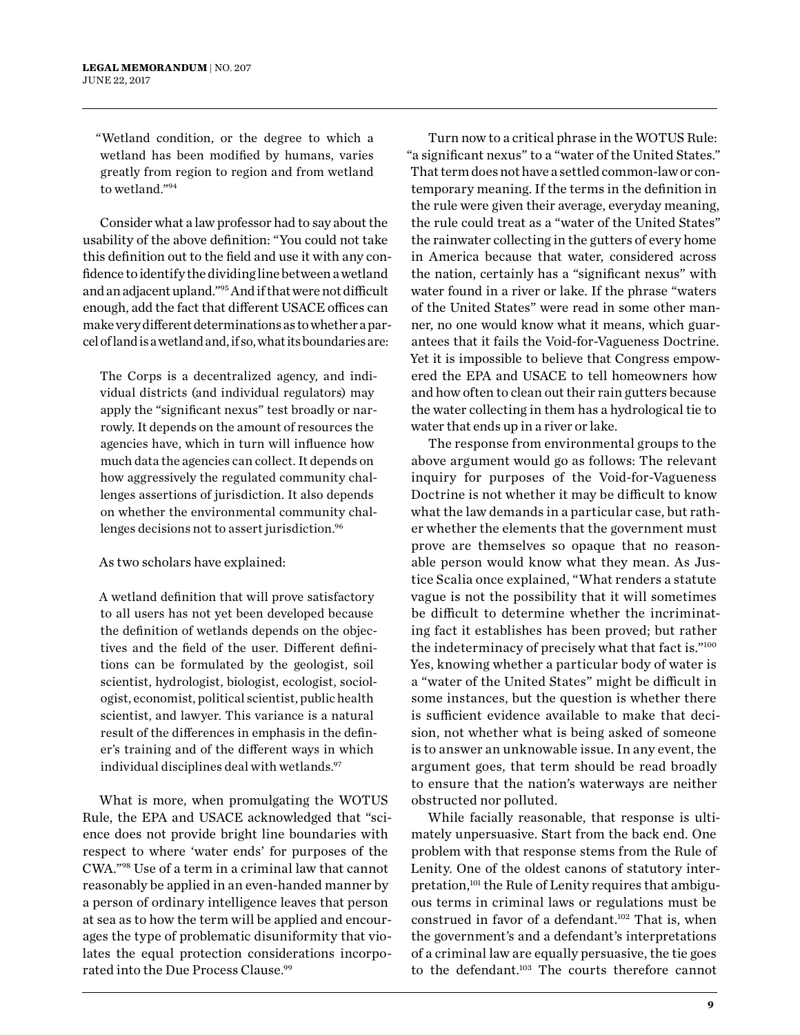"Wetland condition, or the degree to which a wetland has been modified by humans, varies greatly from region to region and from wetland to wetland."[94]

Consider what a law professor had to say about the usability of the above definition: "You could not take this definition out to the field and use it with any confidence to identify the dividing line between a wetland and an adjacent upland."[95] And if that were not difficult enough, add the fact that different USACE offices can make very different determinations as to whether a parcel of land is a wetland and, if so, what its boundaries are:

> The Corps is a decentralized agency, and individual districts (and individual regulators) may apply the "significant nexus" test broadly or narrowly. It depends on the amount of resources the agencies have, which in turn will influence how much data the agencies can collect. It depends on how aggressively the regulated community challenges assertions of jurisdiction. It also depends on whether the environmental community challenges decisions not to assert jurisdiction.[96]

As two scholars have explained:

> A wetland definition that will prove satisfactory to all users has not yet been developed because the definition of wetlands depends on the objectives and the field of the user. Different definitions can be formulated by the geologist, soil scientist, hydrologist, biologist, ecologist, sociologist, economist, political scientist, public health scientist, and lawyer. This variance is a natural result of the differences in emphasis in the definer's training and of the different ways in which individual disciplines deal with wetlands.[97]

What is more, when promulgating the WOTUS Rule, the EPA and USACE acknowledged that "science does not provide bright line boundaries with respect to where 'water ends' for purposes of the CWA."[98] Use of a term in a criminal law that cannot reasonably be applied in an even-handed manner by a person of ordinary intelligence leaves that person at sea as to how the term will be applied and encourages the type of problematic disuniformity that violates the equal protection considerations incorporated into the Due Process Clause.[99]

Turn now to a critical phrase in the WOTUS Rule: "a significant nexus" to a "water of the United States." That term does not have a settled common-law or contemporary meaning. If the terms in the definition in the rule were given their average, everyday meaning, the rule could treat as a "water of the United States" the rainwater collecting in the gutters of every home in America because that water, considered across the nation, certainly has a "significant nexus" with water found in a river or lake. If the phrase "waters of the United States" were read in some other manner, no one would know what it means, which guarantees that it fails the Void-for-Vagueness Doctrine. Yet it is impossible to believe that Congress empowered the EPA and USACE to tell homeowners how and how often to clean out their rain gutters because the water collecting in them has a hydrological tie to water that ends up in a river or lake.

The response from environmental groups to the above argument would go as follows: The relevant inquiry for purposes of the Void-for-Vagueness Doctrine is not whether it may be difficult to know what the law demands in a particular case, but rather whether the elements that the government must prove are themselves so opaque that no reasonable person would know what they mean. As Justice Scalia once explained, "What renders a statute vague is not the possibility that it will sometimes be difficult to determine whether the incriminating fact it establishes has been proved; but rather the indeterminacy of precisely what that fact is."[100] Yes, knowing whether a particular body of water is a "water of the United States" might be difficult in some instances, but the question is whether there is sufficient evidence available to make that decision, not whether what is being asked of someone is to answer an unknowable issue. In any event, the argument goes, that term should be read broadly to ensure that the nation's waterways are neither obstructed nor polluted.

While facially reasonable, that response is ultimately unpersuasive. Start from the back end. One problem with that response stems from the Rule of Lenity. One of the oldest canons of statutory interpretation,[101] the Rule of Lenity requires that ambiguous terms in criminal laws or regulations must be construed in favor of a defendant.[102] That is, when the government's and a defendant's interpretations of a criminal law are equally persuasive, the tie goes to the defendant.[103] The courts therefore cannot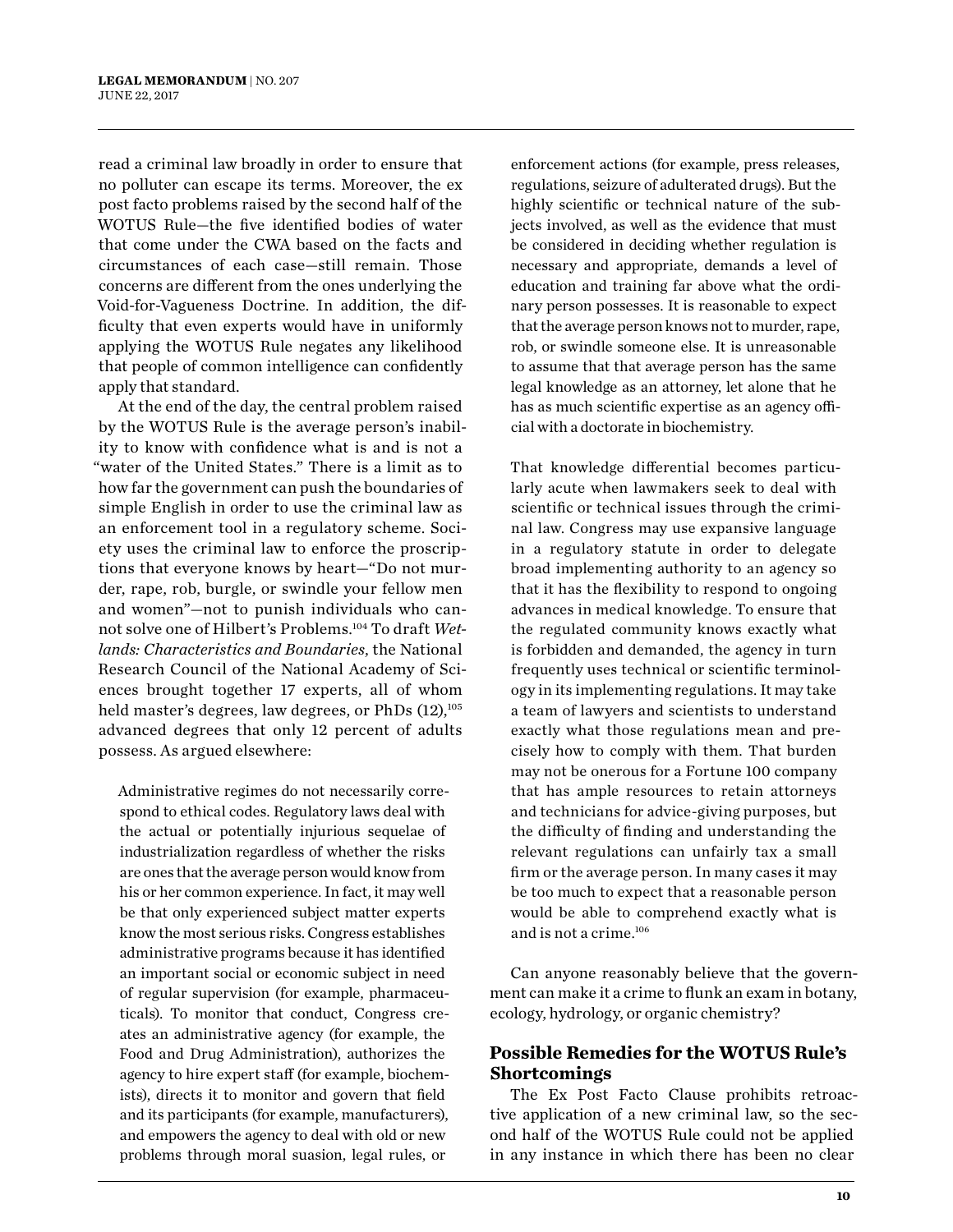read a criminal law broadly in order to ensure that no polluter can escape its terms. Moreover, the ex post facto problems raised by the second half of the WOTUS Rule—the five identified bodies of water that come under the CWA based on the facts and circumstances of each case—still remain. Those concerns are different from the ones underlying the Void-for-Vagueness Doctrine. In addition, the difficulty that even experts would have in uniformly applying the WOTUS Rule negates any likelihood that people of common intelligence can confidently apply that standard.

At the end of the day, the central problem raised by the WOTUS Rule is the average person's inability to know with confidence what is and is not a "water of the United States." There is a limit as to how far the government can push the boundaries of simple English in order to use the criminal law as an enforcement tool in a regulatory scheme. Society uses the criminal law to enforce the proscriptions that everyone knows by heart—"Do not murder, rape, rob, burgle, or swindle your fellow men and women"—not to punish individuals who cannot solve one of Hilbert's Problems.[104] To draft *Wetlands: Characteristics and Boundaries*, the National Research Council of the National Academy of Sciences brought together 17 experts, all of whom held master's degrees, law degrees, or PhDs (12),[105] advanced degrees that only 12 percent of adults possess. As argued elsewhere:

> Administrative regimes do not necessarily correspond to ethical codes. Regulatory laws deal with the actual or potentially injurious sequelae of industrialization regardless of whether the risks are ones that the average person would know from his or her common experience. In fact, it may well be that only experienced subject matter experts know the most serious risks. Congress establishes administrative programs because it has identified an important social or economic subject in need of regular supervision (for example, pharmaceuticals). To monitor that conduct, Congress creates an administrative agency (for example, the Food and Drug Administration), authorizes the agency to hire expert staff (for example, biochemists), directs it to monitor and govern that field and its participants (for example, manufacturers), and empowers the agency to deal with old or new problems through moral suasion, legal rules, or enforcement actions (for example, press releases, regulations, seizure of adulterated drugs). But the highly scientific or technical nature of the subjects involved, as well as the evidence that must be considered in deciding whether regulation is necessary and appropriate, demands a level of education and training far above what the ordinary person possesses. It is reasonable to expect that the average person knows not to murder, rape, rob, or swindle someone else. It is unreasonable to assume that that average person has the same legal knowledge as an attorney, let alone that he has as much scientific expertise as an agency official with a doctorate in biochemistry.
>
> That knowledge differential becomes particularly acute when lawmakers seek to deal with scientific or technical issues through the criminal law. Congress may use expansive language in a regulatory statute in order to delegate broad implementing authority to an agency so that it has the flexibility to respond to ongoing advances in medical knowledge. To ensure that the regulated community knows exactly what is forbidden and demanded, the agency in turn frequently uses technical or scientific terminology in its implementing regulations. It may take a team of lawyers and scientists to understand exactly what those regulations mean and precisely how to comply with them. That burden may not be onerous for a Fortune 100 company that has ample resources to retain attorneys and technicians for advice-giving purposes, but the difficulty of finding and understanding the relevant regulations can unfairly tax a small firm or the average person. In many cases it may be too much to expect that a reasonable person would be able to comprehend exactly what is and is not a crime.[106]

Can anyone reasonably believe that the government can make it a crime to flunk an exam in botany, ecology, hydrology, or organic chemistry?

## Possible Remedies for the WOTUS Rule's Shortcomings

The Ex Post Facto Clause prohibits retroactive application of a new criminal law, so the second half of the WOTUS Rule could not be applied in any instance in which there has been no clear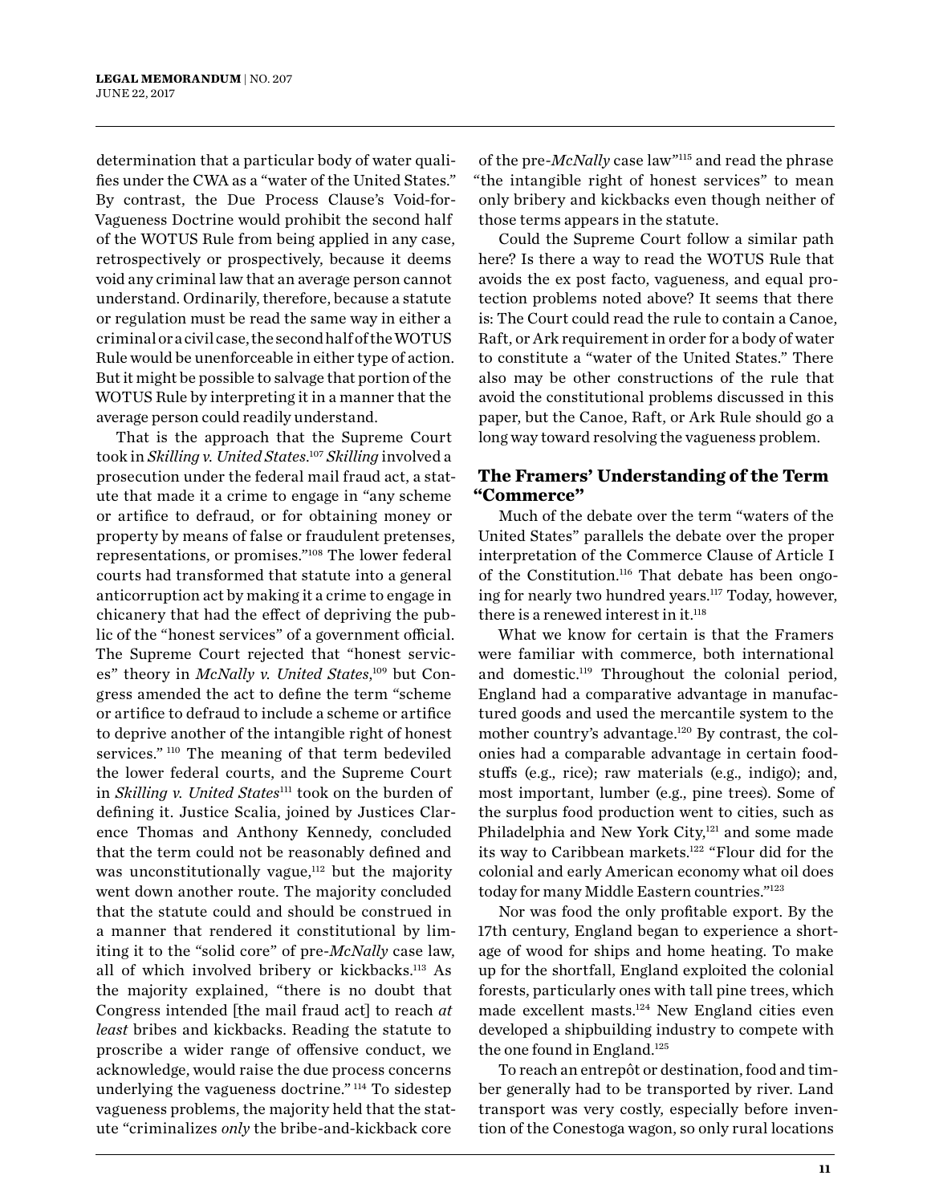determination that a particular body of water qualifies under the CWA as a "water of the United States." By contrast, the Due Process Clause's Void-for-Vagueness Doctrine would prohibit the second half of the WOTUS Rule from being applied in any case, retrospectively or prospectively, because it deems void any criminal law that an average person cannot understand. Ordinarily, therefore, because a statute or regulation must be read the same way in either a criminal or a civil case, the second half of the WOTUS Rule would be unenforceable in either type of action. But it might be possible to salvage that portion of the WOTUS Rule by interpreting it in a manner that the average person could readily understand.

That is the approach that the Supreme Court took in *Skilling v. United States*.[107] *Skilling* involved a prosecution under the federal mail fraud act, a statute that made it a crime to engage in "any scheme or artifice to defraud, or for obtaining money or property by means of false or fraudulent pretenses, representations, or promises."[108] The lower federal courts had transformed that statute into a general anticorruption act by making it a crime to engage in chicanery that had the effect of depriving the public of the "honest services" of a government official. The Supreme Court rejected that "honest services" theory in *McNally v. United States*,[109] but Congress amended the act to define the term "scheme or artifice to defraud to include a scheme or artifice to deprive another of the intangible right of honest services."[110] The meaning of that term bedeviled the lower federal courts, and the Supreme Court in *Skilling v. United States*[111] took on the burden of defining it. Justice Scalia, joined by Justices Clarence Thomas and Anthony Kennedy, concluded that the term could not be reasonably defined and was unconstitutionally vague,[112] but the majority went down another route. The majority concluded that the statute could and should be construed in a manner that rendered it constitutional by limiting it to the "solid core" of pre-*McNally* case law, all of which involved bribery or kickbacks.[113] As the majority explained, "there is no doubt that Congress intended [the mail fraud act] to reach *at least* bribes and kickbacks. Reading the statute to proscribe a wider range of offensive conduct, we acknowledge, would raise the due process concerns underlying the vagueness doctrine."[114] To sidestep vagueness problems, the majority held that the statute "criminalizes *only* the bribe-and-kickback core of the pre-*McNally* case law"[115] and read the phrase "the intangible right of honest services" to mean only bribery and kickbacks even though neither of those terms appears in the statute.

Could the Supreme Court follow a similar path here? Is there a way to read the WOTUS Rule that avoids the ex post facto, vagueness, and equal protection problems noted above? It seems that there is: The Court could read the rule to contain a Canoe, Raft, or Ark requirement in order for a body of water to constitute a "water of the United States." There also may be other constructions of the rule that avoid the constitutional problems discussed in this paper, but the Canoe, Raft, or Ark Rule should go a long way toward resolving the vagueness problem.

## The Framers' Understanding of the Term "Commerce"

Much of the debate over the term "waters of the United States" parallels the debate over the proper interpretation of the Commerce Clause of Article I of the Constitution.[116] That debate has been ongoing for nearly two hundred years.[117] Today, however, there is a renewed interest in it.[118]

What we know for certain is that the Framers were familiar with commerce, both international and domestic.[119] Throughout the colonial period, England had a comparative advantage in manufactured goods and used the mercantile system to the mother country's advantage.[120] By contrast, the colonies had a comparable advantage in certain foodstuffs (e.g., rice); raw materials (e.g., indigo); and, most important, lumber (e.g., pine trees). Some of the surplus food production went to cities, such as Philadelphia and New York City,[121] and some made its way to Caribbean markets.[122] "Flour did for the colonial and early American economy what oil does today for many Middle Eastern countries."[123]

Nor was food the only profitable export. By the 17th century, England began to experience a shortage of wood for ships and home heating. To make up for the shortfall, England exploited the colonial forests, particularly ones with tall pine trees, which made excellent masts.[124] New England cities even developed a shipbuilding industry to compete with the one found in England.[125]

To reach an entrepôt or destination, food and timber generally had to be transported by river. Land transport was very costly, especially before invention of the Conestoga wagon, so only rural locations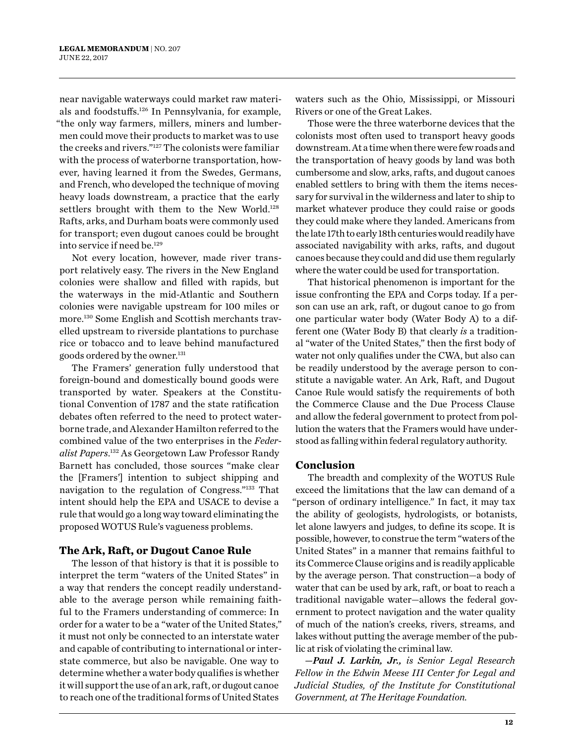near navigable waterways could market raw materials and foodstuffs.[126] In Pennsylvania, for example, "the only way farmers, millers, miners and lumbermen could move their products to market was to use the creeks and rivers."[127] The colonists were familiar with the process of waterborne transportation, however, having learned it from the Swedes, Germans, and French, who developed the technique of moving heavy loads downstream, a practice that the early settlers brought with them to the New World.[128] Rafts, arks, and Durham boats were commonly used for transport; even dugout canoes could be brought into service if need be.[129]

Not every location, however, made river transport relatively easy. The rivers in the New England colonies were shallow and filled with rapids, but the waterways in the mid-Atlantic and Southern colonies were navigable upstream for 100 miles or more.[130] Some English and Scottish merchants travelled upstream to riverside plantations to purchase rice or tobacco and to leave behind manufactured goods ordered by the owner.[131]

The Framers' generation fully understood that foreign-bound and domestically bound goods were transported by water. Speakers at the Constitutional Convention of 1787 and the state ratification debates often referred to the need to protect waterborne trade, and Alexander Hamilton referred to the combined value of the two enterprises in the *Federalist Papers*.[132] As Georgetown Law Professor Randy Barnett has concluded, those sources "make clear the [Framers'] intention to subject shipping and navigation to the regulation of Congress."[133] That intent should help the EPA and USACE to devise a rule that would go a long way toward eliminating the proposed WOTUS Rule's vagueness problems.

## The Ark, Raft, or Dugout Canoe Rule

The lesson of that history is that it is possible to interpret the term "waters of the United States" in a way that renders the concept readily understandable to the average person while remaining faithful to the Framers understanding of commerce: In order for a water to be a "water of the United States," it must not only be connected to an interstate water and capable of contributing to international or interstate commerce, but also be navigable. One way to determine whether a water body qualifies is whether it will support the use of an ark, raft, or dugout canoe to reach one of the traditional forms of United States waters such as the Ohio, Mississippi, or Missouri Rivers or one of the Great Lakes.

Those were the three waterborne devices that the colonists most often used to transport heavy goods downstream. At a time when there were few roads and the transportation of heavy goods by land was both cumbersome and slow, arks, rafts, and dugout canoes enabled settlers to bring with them the items necessary for survival in the wilderness and later to ship to market whatever produce they could raise or goods they could make where they landed. Americans from the late 17th to early 18th centuries would readily have associated navigability with arks, rafts, and dugout canoes because they could and did use them regularly where the water could be used for transportation.

That historical phenomenon is important for the issue confronting the EPA and Corps today. If a person can use an ark, raft, or dugout canoe to go from one particular water body (Water Body A) to a different one (Water Body B) that clearly *is* a traditional "water of the United States," then the first body of water not only qualifies under the CWA, but also can be readily understood by the average person to constitute a navigable water. An Ark, Raft, and Dugout Canoe Rule would satisfy the requirements of both the Commerce Clause and the Due Process Clause and allow the federal government to protect from pollution the waters that the Framers would have understood as falling within federal regulatory authority.

## Conclusion

The breadth and complexity of the WOTUS Rule exceed the limitations that the law can demand of a "person of ordinary intelligence." In fact, it may tax the ability of geologists, hydrologists, or botanists, let alone lawyers and judges, to define its scope. It is possible, however, to construe the term "waters of the United States" in a manner that remains faithful to its Commerce Clause origins and is readily applicable by the average person. That construction—a body of water that can be used by ark, raft, or boat to reach a traditional navigable water—allows the federal government to protect navigation and the water quality of much of the nation's creeks, rivers, streams, and lakes without putting the average member of the public at risk of violating the criminal law.

*—**Paul J. Larkin, Jr.,** is Senior Legal Research Fellow in the Edwin Meese III Center for Legal and Judicial Studies, of the Institute for Constitutional Government, at The Heritage Foundation.*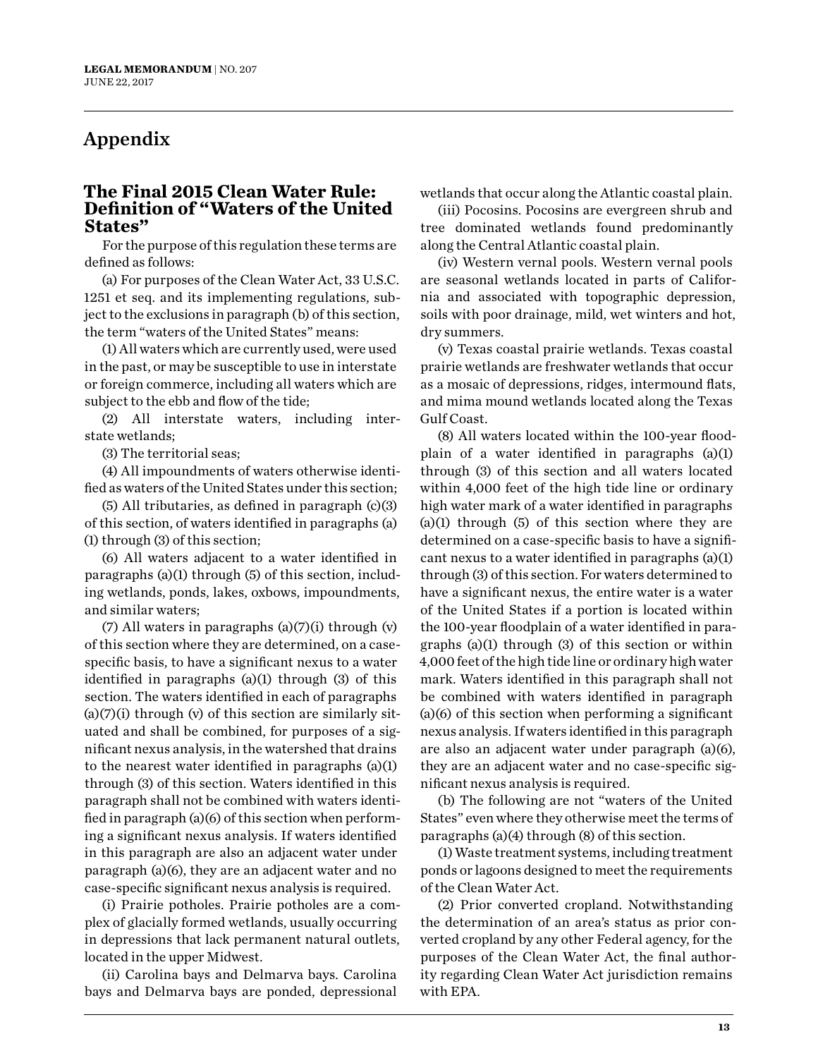# Appendix

## The Final 2015 Clean Water Rule: Definition of "Waters of the United States"

For the purpose of this regulation these terms are defined as follows:

(a) For purposes of the Clean Water Act, 33 U.S.C. 1251 et seq. and its implementing regulations, subject to the exclusions in paragraph (b) of this section, the term "waters of the United States" means:

(1) All waters which are currently used, were used in the past, or may be susceptible to use in interstate or foreign commerce, including all waters which are subject to the ebb and flow of the tide;

(2) All interstate waters, including interstate wetlands;

(3) The territorial seas;

(4) All impoundments of waters otherwise identified as waters of the United States under this section;

(5) All tributaries, as defined in paragraph (c)(3) of this section, of waters identified in paragraphs (a)(1) through (3) of this section;

(6) All waters adjacent to a water identified in paragraphs (a)(1) through (5) of this section, including wetlands, ponds, lakes, oxbows, impoundments, and similar waters;

(7) All waters in paragraphs (a)(7)(i) through (v) of this section where they are determined, on a case-specific basis, to have a significant nexus to a water identified in paragraphs (a)(1) through (3) of this section. The waters identified in each of paragraphs (a)(7)(i) through (v) of this section are similarly situated and shall be combined, for purposes of a significant nexus analysis, in the watershed that drains to the nearest water identified in paragraphs (a)(1) through (3) of this section. Waters identified in this paragraph shall not be combined with waters identified in paragraph (a)(6) of this section when performing a significant nexus analysis. If waters identified in this paragraph are also an adjacent water under paragraph (a)(6), they are an adjacent water and no case-specific significant nexus analysis is required.

(i) Prairie potholes. Prairie potholes are a complex of glacially formed wetlands, usually occurring in depressions that lack permanent natural outlets, located in the upper Midwest.

(ii) Carolina bays and Delmarva bays. Carolina bays and Delmarva bays are ponded, depressional wetlands that occur along the Atlantic coastal plain.

(iii) Pocosins. Pocosins are evergreen shrub and tree dominated wetlands found predominantly along the Central Atlantic coastal plain.

(iv) Western vernal pools. Western vernal pools are seasonal wetlands located in parts of California and associated with topographic depression, soils with poor drainage, mild, wet winters and hot, dry summers.

(v) Texas coastal prairie wetlands. Texas coastal prairie wetlands are freshwater wetlands that occur as a mosaic of depressions, ridges, intermound flats, and mima mound wetlands located along the Texas Gulf Coast.

(8) All waters located within the 100-year floodplain of a water identified in paragraphs (a)(1) through (3) of this section and all waters located within 4,000 feet of the high tide line or ordinary high water mark of a water identified in paragraphs (a)(1) through (5) of this section where they are determined on a case-specific basis to have a significant nexus to a water identified in paragraphs (a)(1) through (3) of this section. For waters determined to have a significant nexus, the entire water is a water of the United States if a portion is located within the 100-year floodplain of a water identified in paragraphs (a)(1) through (3) of this section or within 4,000 feet of the high tide line or ordinary high water mark. Waters identified in this paragraph shall not be combined with waters identified in paragraph (a)(6) of this section when performing a significant nexus analysis. If waters identified in this paragraph are also an adjacent water under paragraph (a)(6), they are an adjacent water and no case-specific significant nexus analysis is required.

(b) The following are not "waters of the United States" even where they otherwise meet the terms of paragraphs (a)(4) through (8) of this section.

(1) Waste treatment systems, including treatment ponds or lagoons designed to meet the requirements of the Clean Water Act.

(2) Prior converted cropland. Notwithstanding the determination of an area's status as prior converted cropland by any other Federal agency, for the purposes of the Clean Water Act, the final authority regarding Clean Water Act jurisdiction remains with EPA.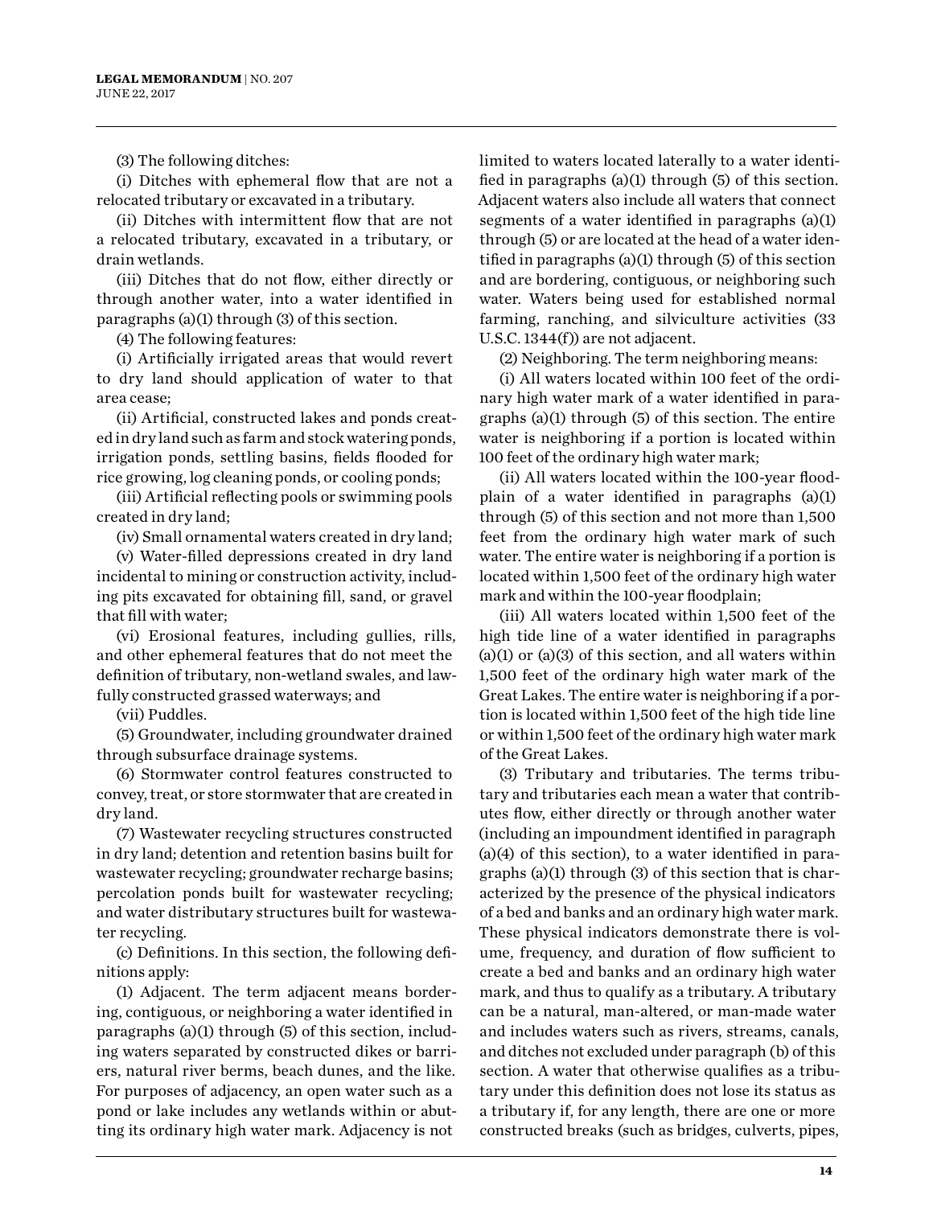(3) The following ditches:

(i) Ditches with ephemeral flow that are not a relocated tributary or excavated in a tributary.

(ii) Ditches with intermittent flow that are not a relocated tributary, excavated in a tributary, or drain wetlands.

(iii) Ditches that do not flow, either directly or through another water, into a water identified in paragraphs (a)(1) through (3) of this section.

(4) The following features:

(i) Artificially irrigated areas that would revert to dry land should application of water to that area cease;

(ii) Artificial, constructed lakes and ponds created in dry land such as farm and stock watering ponds, irrigation ponds, settling basins, fields flooded for rice growing, log cleaning ponds, or cooling ponds;

(iii) Artificial reflecting pools or swimming pools created in dry land;

(iv) Small ornamental waters created in dry land;

(v) Water-filled depressions created in dry land incidental to mining or construction activity, including pits excavated for obtaining fill, sand, or gravel that fill with water;

(vi) Erosional features, including gullies, rills, and other ephemeral features that do not meet the definition of tributary, non-wetland swales, and lawfully constructed grassed waterways; and

(vii) Puddles.

(5) Groundwater, including groundwater drained through subsurface drainage systems.

(6) Stormwater control features constructed to convey, treat, or store stormwater that are created in dry land.

(7) Wastewater recycling structures constructed in dry land; detention and retention basins built for wastewater recycling; groundwater recharge basins; percolation ponds built for wastewater recycling; and water distributary structures built for wastewater recycling.

(c) Definitions. In this section, the following definitions apply:

(1) Adjacent. The term adjacent means bordering, contiguous, or neighboring a water identified in paragraphs (a)(1) through (5) of this section, including waters separated by constructed dikes or barriers, natural river berms, beach dunes, and the like. For purposes of adjacency, an open water such as a pond or lake includes any wetlands within or abutting its ordinary high water mark. Adjacency is not limited to waters located laterally to a water identified in paragraphs (a)(1) through (5) of this section. Adjacent waters also include all waters that connect segments of a water identified in paragraphs (a)(1) through (5) or are located at the head of a water identified in paragraphs (a)(1) through (5) of this section and are bordering, contiguous, or neighboring such water. Waters being used for established normal farming, ranching, and silviculture activities (33 U.S.C. 1344(f)) are not adjacent.

(2) Neighboring. The term neighboring means:

(i) All waters located within 100 feet of the ordinary high water mark of a water identified in paragraphs (a)(1) through (5) of this section. The entire water is neighboring if a portion is located within 100 feet of the ordinary high water mark;

(ii) All waters located within the 100-year floodplain of a water identified in paragraphs (a)(1) through (5) of this section and not more than 1,500 feet from the ordinary high water mark of such water. The entire water is neighboring if a portion is located within 1,500 feet of the ordinary high water mark and within the 100-year floodplain;

(iii) All waters located within 1,500 feet of the high tide line of a water identified in paragraphs (a)(1) or (a)(3) of this section, and all waters within 1,500 feet of the ordinary high water mark of the Great Lakes. The entire water is neighboring if a portion is located within 1,500 feet of the high tide line or within 1,500 feet of the ordinary high water mark of the Great Lakes.

(3) Tributary and tributaries. The terms tributary and tributaries each mean a water that contributes flow, either directly or through another water (including an impoundment identified in paragraph (a)(4) of this section), to a water identified in paragraphs (a)(1) through (3) of this section that is characterized by the presence of the physical indicators of a bed and banks and an ordinary high water mark. These physical indicators demonstrate there is volume, frequency, and duration of flow sufficient to create a bed and banks and an ordinary high water mark, and thus to qualify as a tributary. A tributary can be a natural, man-altered, or man-made water and includes waters such as rivers, streams, canals, and ditches not excluded under paragraph (b) of this section. A water that otherwise qualifies as a tributary under this definition does not lose its status as a tributary if, for any length, there are one or more constructed breaks (such as bridges, culverts, pipes,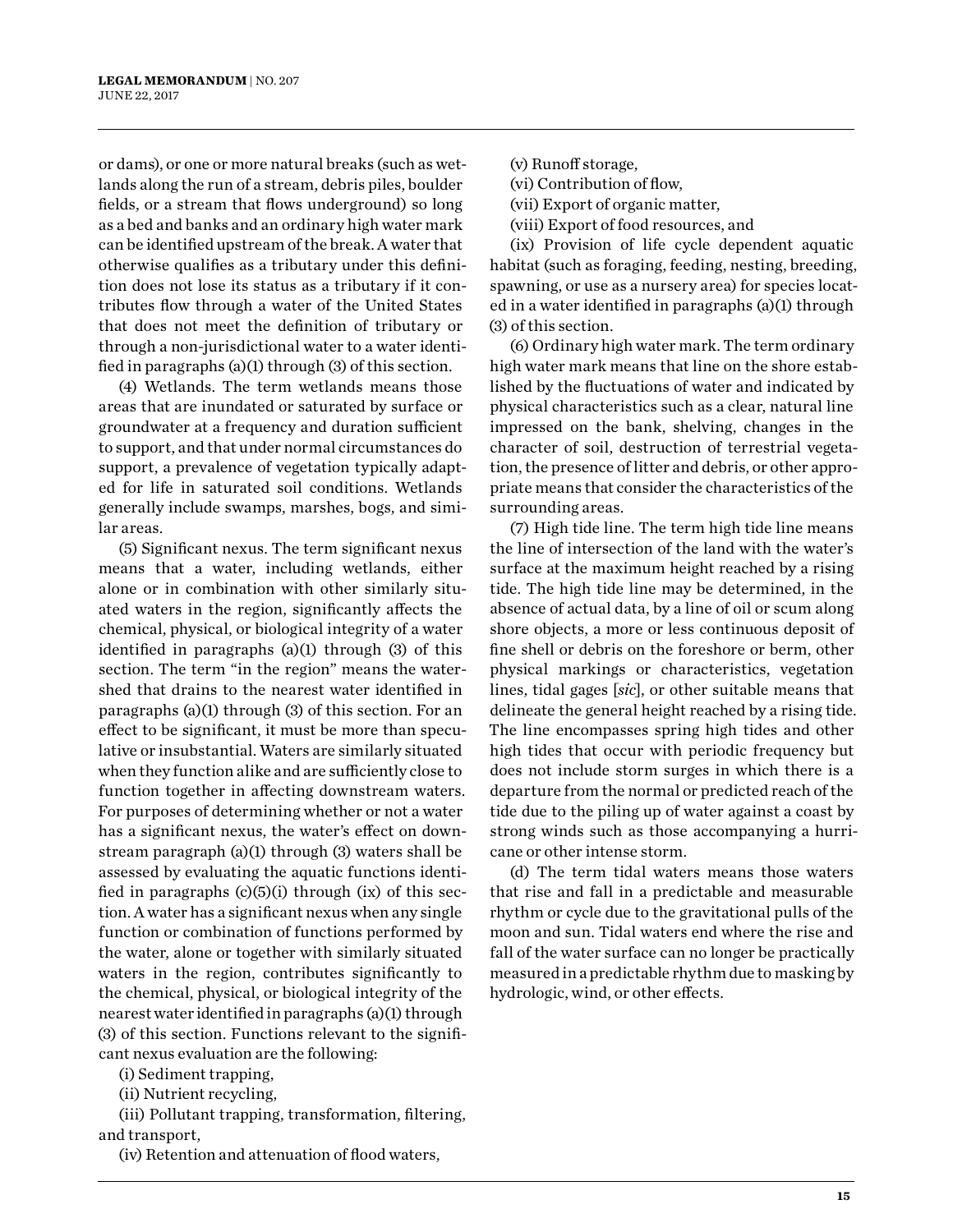or dams), or one or more natural breaks (such as wetlands along the run of a stream, debris piles, boulder fields, or a stream that flows underground) so long as a bed and banks and an ordinary high water mark can be identified upstream of the break. A water that otherwise qualifies as a tributary under this definition does not lose its status as a tributary if it contributes flow through a water of the United States that does not meet the definition of tributary or through a non-jurisdictional water to a water identified in paragraphs (a)(1) through (3) of this section.

(4) Wetlands. The term wetlands means those areas that are inundated or saturated by surface or groundwater at a frequency and duration sufficient to support, and that under normal circumstances do support, a prevalence of vegetation typically adapted for life in saturated soil conditions. Wetlands generally include swamps, marshes, bogs, and similar areas.

(5) Significant nexus. The term significant nexus means that a water, including wetlands, either alone or in combination with other similarly situated waters in the region, significantly affects the chemical, physical, or biological integrity of a water identified in paragraphs (a)(1) through (3) of this section. The term "in the region" means the watershed that drains to the nearest water identified in paragraphs (a)(1) through (3) of this section. For an effect to be significant, it must be more than speculative or insubstantial. Waters are similarly situated when they function alike and are sufficiently close to function together in affecting downstream waters. For purposes of determining whether or not a water has a significant nexus, the water's effect on downstream paragraph (a)(1) through (3) waters shall be assessed by evaluating the aquatic functions identified in paragraphs (c)(5)(i) through (ix) of this section. A water has a significant nexus when any single function or combination of functions performed by the water, alone or together with similarly situated waters in the region, contributes significantly to the chemical, physical, or biological integrity of the nearest water identified in paragraphs (a)(1) through (3) of this section. Functions relevant to the significant nexus evaluation are the following:

(i) Sediment trapping,

(ii) Nutrient recycling,

(iii) Pollutant trapping, transformation, filtering, and transport,

(iv) Retention and attenuation of flood waters,

(v) Runoff storage,

(vi) Contribution of flow,

(vii) Export of organic matter,

(viii) Export of food resources, and

(ix) Provision of life cycle dependent aquatic habitat (such as foraging, feeding, nesting, breeding, spawning, or use as a nursery area) for species located in a water identified in paragraphs (a)(1) through (3) of this section.

(6) Ordinary high water mark. The term ordinary high water mark means that line on the shore established by the fluctuations of water and indicated by physical characteristics such as a clear, natural line impressed on the bank, shelving, changes in the character of soil, destruction of terrestrial vegetation, the presence of litter and debris, or other appropriate means that consider the characteristics of the surrounding areas.

(7) High tide line. The term high tide line means the line of intersection of the land with the water's surface at the maximum height reached by a rising tide. The high tide line may be determined, in the absence of actual data, by a line of oil or scum along shore objects, a more or less continuous deposit of fine shell or debris on the foreshore or berm, other physical markings or characteristics, vegetation lines, tidal gages [*sic*], or other suitable means that delineate the general height reached by a rising tide. The line encompasses spring high tides and other high tides that occur with periodic frequency but does not include storm surges in which there is a departure from the normal or predicted reach of the tide due to the piling up of water against a coast by strong winds such as those accompanying a hurricane or other intense storm.

(d) The term tidal waters means those waters that rise and fall in a predictable and measurable rhythm or cycle due to the gravitational pulls of the moon and sun. Tidal waters end where the rise and fall of the water surface can no longer be practically measured in a predictable rhythm due to masking by hydrologic, wind, or other effects.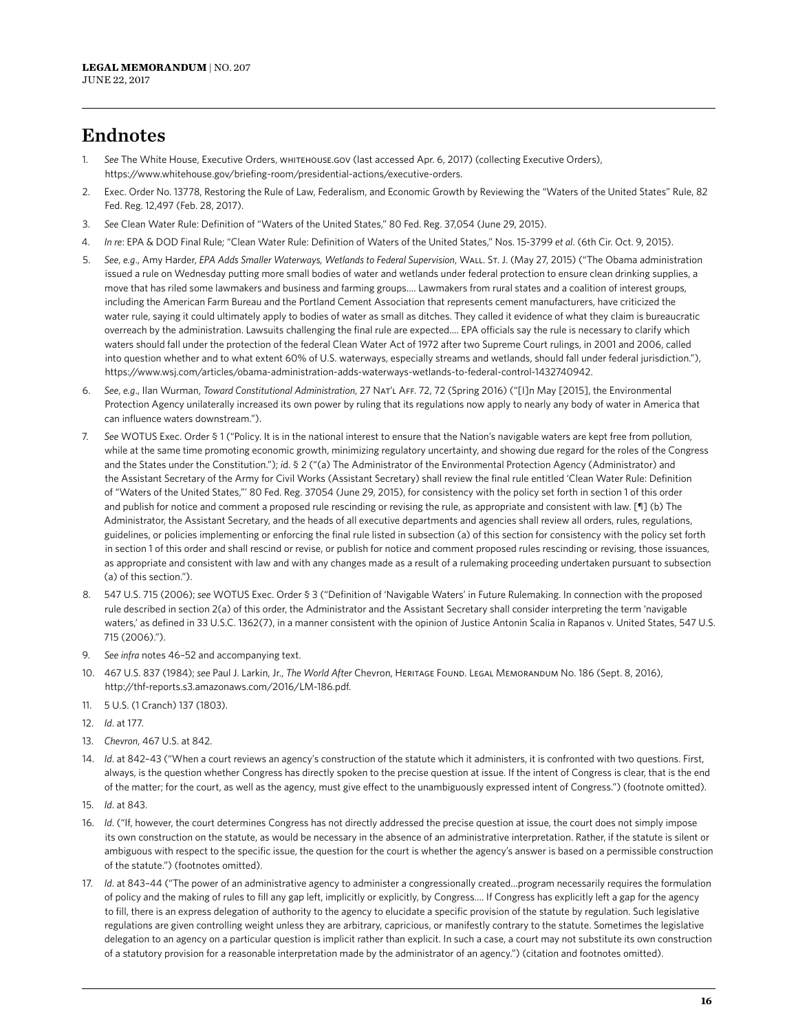# Endnotes

1. *See* The White House, Executive Orders, whitehouse.gov (last accessed Apr. 6, 2017) (collecting Executive Orders), https://www.whitehouse.gov/briefing-room/presidential-actions/executive-orders.
2. Exec. Order No. 13778, Restoring the Rule of Law, Federalism, and Economic Growth by Reviewing the "Waters of the United States" Rule, 82 Fed. Reg. 12,497 (Feb. 28, 2017).
3. *See* Clean Water Rule: Definition of "Waters of the United States," 80 Fed. Reg. 37,054 (June 29, 2015).
4. *In re*: EPA & DOD Final Rule; "Clean Water Rule: Definition of Waters of the United States," Nos. 15-3799 *et al*. (6th Cir. Oct. 9, 2015).
5. *See*, *e.g.*, Amy Harder, *EPA Adds Smaller Waterways, Wetlands to Federal Supervision*, Wall. St. J. (May 27, 2015) ("The Obama administration issued a rule on Wednesday putting more small bodies of water and wetlands under federal protection to ensure clean drinking supplies, a move that has riled some lawmakers and business and farming groups.... Lawmakers from rural states and a coalition of interest groups, including the American Farm Bureau and the Portland Cement Association that represents cement manufacturers, have criticized the water rule, saying it could ultimately apply to bodies of water as small as ditches. They called it evidence of what they claim is bureaucratic overreach by the administration. Lawsuits challenging the final rule are expected.... EPA officials say the rule is necessary to clarify which waters should fall under the protection of the federal Clean Water Act of 1972 after two Supreme Court rulings, in 2001 and 2006, called into question whether and to what extent 60% of U.S. waterways, especially streams and wetlands, should fall under federal jurisdiction."), https://www.wsj.com/articles/obama-administration-adds-waterways-wetlands-to-federal-control-1432740942.
6. *See*, *e.g.*, Ilan Wurman, *Toward Constitutional Administration*, 27 Nat'l Aff. 72, 72 (Spring 2016) ("[I]n May [2015], the Environmental Protection Agency unilaterally increased its own power by ruling that its regulations now apply to nearly any body of water in America that can influence waters downstream.").
7. *See* WOTUS Exec. Order § 1 ("Policy. It is in the national interest to ensure that the Nation's navigable waters are kept free from pollution, while at the same time promoting economic growth, minimizing regulatory uncertainty, and showing due regard for the roles of the Congress and the States under the Constitution."); *id*. § 2 ("(a) The Administrator of the Environmental Protection Agency (Administrator) and the Assistant Secretary of the Army for Civil Works (Assistant Secretary) shall review the final rule entitled 'Clean Water Rule: Definition of "Waters of the United States,"' 80 Fed. Reg. 37054 (June 29, 2015), for consistency with the policy set forth in section 1 of this order and publish for notice and comment a proposed rule rescinding or revising the rule, as appropriate and consistent with law. [¶] (b) The Administrator, the Assistant Secretary, and the heads of all executive departments and agencies shall review all orders, rules, regulations, guidelines, or policies implementing or enforcing the final rule listed in subsection (a) of this section for consistency with the policy set forth in section 1 of this order and shall rescind or revise, or publish for notice and comment proposed rules rescinding or revising, those issuances, as appropriate and consistent with law and with any changes made as a result of a rulemaking proceeding undertaken pursuant to subsection (a) of this section.").
8. 547 U.S. 715 (2006); *see* WOTUS Exec. Order § 3 ("Definition of 'Navigable Waters' in Future Rulemaking. In connection with the proposed rule described in section 2(a) of this order, the Administrator and the Assistant Secretary shall consider interpreting the term 'navigable waters,' as defined in 33 U.S.C. 1362(7), in a manner consistent with the opinion of Justice Antonin Scalia in Rapanos v. United States, 547 U.S. 715 (2006).").
9. *See infra* notes 46–52 and accompanying text.
10. 467 U.S. 837 (1984); *see* Paul J. Larkin, Jr., *The World After* Chevron, Heritage Found. Legal Memorandum No. 186 (Sept. 8, 2016), http://thf-reports.s3.amazonaws.com/2016/LM-186.pdf.
11. 5 U.S. (1 Cranch) 137 (1803).
12. *Id*. at 177.
13. *Chevron*, 467 U.S. at 842.
14. *Id*. at 842–43 ("When a court reviews an agency's construction of the statute which it administers, it is confronted with two questions. First, always, is the question whether Congress has directly spoken to the precise question at issue. If the intent of Congress is clear, that is the end of the matter; for the court, as well as the agency, must give effect to the unambiguously expressed intent of Congress.") (footnote omitted).
15. *Id*. at 843.
16. *Id*. ("If, however, the court determines Congress has not directly addressed the precise question at issue, the court does not simply impose its own construction on the statute, as would be necessary in the absence of an administrative interpretation. Rather, if the statute is silent or ambiguous with respect to the specific issue, the question for the court is whether the agency's answer is based on a permissible construction of the statute.") (footnotes omitted).
17. *Id*. at 843–44 ("The power of an administrative agency to administer a congressionally created...program necessarily requires the formulation of policy and the making of rules to fill any gap left, implicitly or explicitly, by Congress.... If Congress has explicitly left a gap for the agency to fill, there is an express delegation of authority to the agency to elucidate a specific provision of the statute by regulation. Such legislative regulations are given controlling weight unless they are arbitrary, capricious, or manifestly contrary to the statute. Sometimes the legislative delegation to an agency on a particular question is implicit rather than explicit. In such a case, a court may not substitute its own construction of a statutory provision for a reasonable interpretation made by the administrator of an agency.") (citation and footnotes omitted).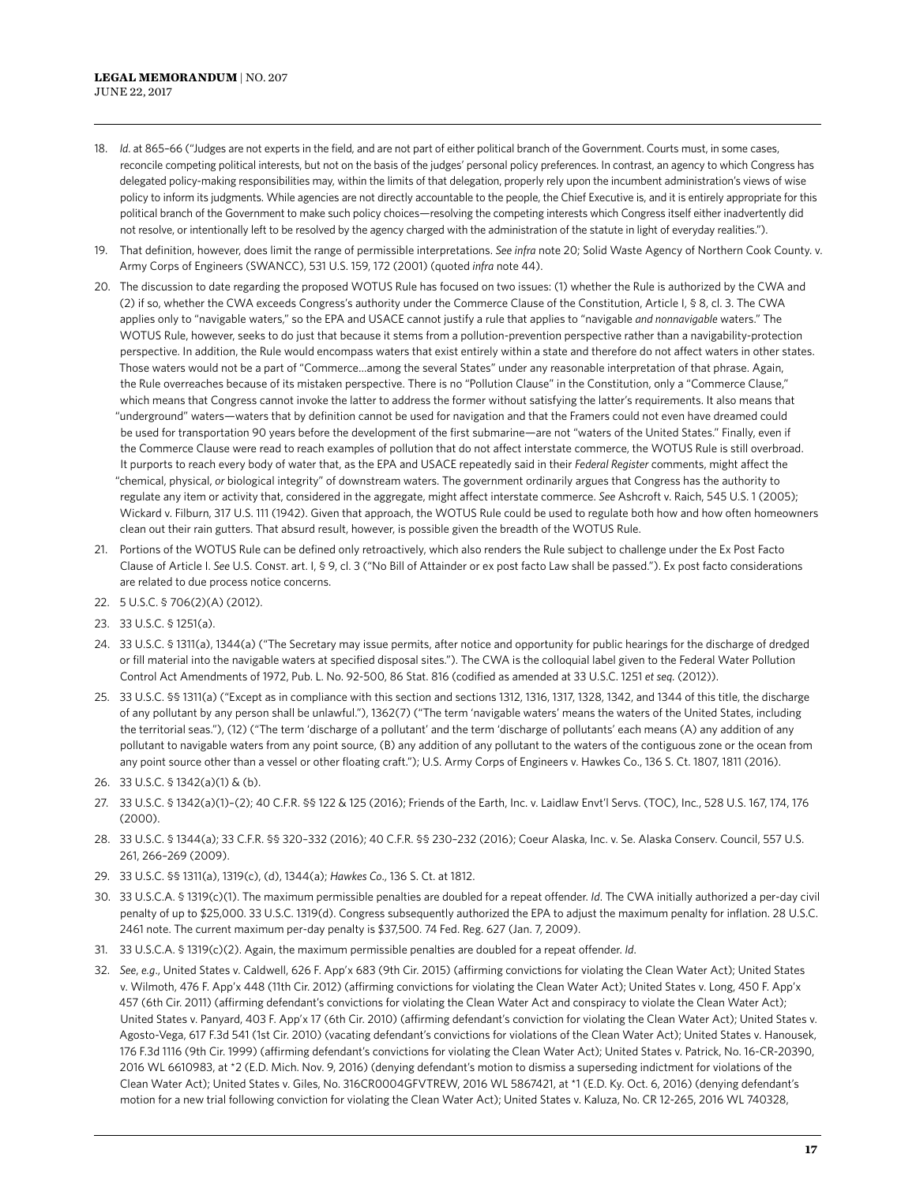18. *Id.* at 865–66 ("Judges are not experts in the field, and are not part of either political branch of the Government. Courts must, in some cases, reconcile competing political interests, but not on the basis of the judges' personal policy preferences. In contrast, an agency to which Congress has delegated policy-making responsibilities may, within the limits of that delegation, properly rely upon the incumbent administration's views of wise policy to inform its judgments. While agencies are not directly accountable to the people, the Chief Executive is, and it is entirely appropriate for this political branch of the Government to make such policy choices—resolving the competing interests which Congress itself either inadvertently did not resolve, or intentionally left to be resolved by the agency charged with the administration of the statute in light of everyday realities.").
19. That definition, however, does limit the range of permissible interpretations. *See infra* note 20; Solid Waste Agency of Northern Cook County. v. Army Corps of Engineers (SWANCC), 531 U.S. 159, 172 (2001) (quoted *infra* note 44).
20. The discussion to date regarding the proposed WOTUS Rule has focused on two issues: (1) whether the Rule is authorized by the CWA and (2) if so, whether the CWA exceeds Congress's authority under the Commerce Clause of the Constitution, Article I, § 8, cl. 3. The CWA applies only to "navigable waters," so the EPA and USACE cannot justify a rule that applies to "navigable *and nonnavigable* waters." The WOTUS Rule, however, seeks to do just that because it stems from a pollution-prevention perspective rather than a navigability-protection perspective. In addition, the Rule would encompass waters that exist entirely within a state and therefore do not affect waters in other states. Those waters would not be a part of "Commerce…among the several States" under any reasonable interpretation of that phrase. Again, the Rule overreaches because of its mistaken perspective. There is no "Pollution Clause" in the Constitution, only a "Commerce Clause," which means that Congress cannot invoke the latter to address the former without satisfying the latter's requirements. It also means that "underground" waters—waters that by definition cannot be used for navigation and that the Framers could not even have dreamed could be used for transportation 90 years before the development of the first submarine—are not "waters of the United States." Finally, even if the Commerce Clause were read to reach examples of pollution that do not affect interstate commerce, the WOTUS Rule is still overbroad. It purports to reach every body of water that, as the EPA and USACE repeatedly said in their *Federal Register* comments, might affect the "chemical, physical, *or* biological integrity" of downstream waters. The government ordinarily argues that Congress has the authority to regulate any item or activity that, considered in the aggregate, might affect interstate commerce. *See* Ashcroft v. Raich, 545 U.S. 1 (2005); Wickard v. Filburn, 317 U.S. 111 (1942). Given that approach, the WOTUS Rule could be used to regulate both how and how often homeowners clean out their rain gutters. That absurd result, however, is possible given the breadth of the WOTUS Rule.
21. Portions of the WOTUS Rule can be defined only retroactively, which also renders the Rule subject to challenge under the Ex Post Facto Clause of Article I. *See* U.S. Const. art. I, § 9, cl. 3 ("No Bill of Attainder or ex post facto Law shall be passed."). Ex post facto considerations are related to due process notice concerns.
22. 5 U.S.C. § 706(2)(A) (2012).
23. 33 U.S.C. § 1251(a).
24. 33 U.S.C. § 1311(a), 1344(a) ("The Secretary may issue permits, after notice and opportunity for public hearings for the discharge of dredged or fill material into the navigable waters at specified disposal sites."). The CWA is the colloquial label given to the Federal Water Pollution Control Act Amendments of 1972, Pub. L. No. 92-500, 86 Stat. 816 (codified as amended at 33 U.S.C. 1251 *et seq.* (2012)).
25. 33 U.S.C. §§ 1311(a) ("Except as in compliance with this section and sections 1312, 1316, 1317, 1328, 1342, and 1344 of this title, the discharge of any pollutant by any person shall be unlawful."), 1362(7) ("The term 'navigable waters' means the waters of the United States, including the territorial seas."), (12) ("The term 'discharge of a pollutant' and the term 'discharge of pollutants' each means (A) any addition of any pollutant to navigable waters from any point source, (B) any addition of any pollutant to the waters of the contiguous zone or the ocean from any point source other than a vessel or other floating craft."); U.S. Army Corps of Engineers v. Hawkes Co., 136 S. Ct. 1807, 1811 (2016).
26. 33 U.S.C. § 1342(a)(1) & (b).
27. 33 U.S.C. § 1342(a)(1)–(2); 40 C.F.R. §§ 122 & 125 (2016); Friends of the Earth, Inc. v. Laidlaw Envt'l Servs. (TOC), Inc., 528 U.S. 167, 174, 176 (2000).
28. 33 U.S.C. § 1344(a); 33 C.F.R. §§ 320–332 (2016); 40 C.F.R. §§ 230–232 (2016); Coeur Alaska, Inc. v. Se. Alaska Conserv. Council, 557 U.S. 261, 266–269 (2009).
29. 33 U.S.C. §§ 1311(a), 1319(c), (d), 1344(a); *Hawkes Co.*, 136 S. Ct. at 1812.
30. 33 U.S.C.A. § 1319(c)(1). The maximum permissible penalties are doubled for a repeat offender. *Id.* The CWA initially authorized a per-day civil penalty of up to $25,000. 33 U.S.C. 1319(d). Congress subsequently authorized the EPA to adjust the maximum penalty for inflation. 28 U.S.C. 2461 note. The current maximum per-day penalty is $37,500. 74 Fed. Reg. 627 (Jan. 7, 2009).
31. 33 U.S.C.A. § 1319(c)(2). Again, the maximum permissible penalties are doubled for a repeat offender. *Id.*
32. *See, e.g.*, United States v. Caldwell, 626 F. App'x 683 (9th Cir. 2015) (affirming convictions for violating the Clean Water Act); United States v. Wilmoth, 476 F. App'x 448 (11th Cir. 2012) (affirming convictions for violating the Clean Water Act); United States v. Long, 450 F. App'x 457 (6th Cir. 2011) (affirming defendant's convictions for violating the Clean Water Act and conspiracy to violate the Clean Water Act); United States v. Panyard, 403 F. App'x 17 (6th Cir. 2010) (affirming defendant's conviction for violating the Clean Water Act); United States v. Agosto-Vega, 617 F.3d 541 (1st Cir. 2010) (vacating defendant's convictions for violations of the Clean Water Act); United States v. Hanousek, 176 F.3d 1116 (9th Cir. 1999) (affirming defendant's convictions for violating the Clean Water Act); United States v. Patrick, No. 16-CR-20390, 2016 WL 6610983, at *2 (E.D. Mich. Nov. 9, 2016) (denying defendant's motion to dismiss a superseding indictment for violations of the Clean Water Act); United States v. Giles, No. 316CR0004GFVTREW, 2016 WL 5867421, at *1 (E.D. Ky. Oct. 6, 2016) (denying defendant's motion for a new trial following conviction for violating the Clean Water Act); United States v. Kaluza, No. CR 12-265, 2016 WL 740328,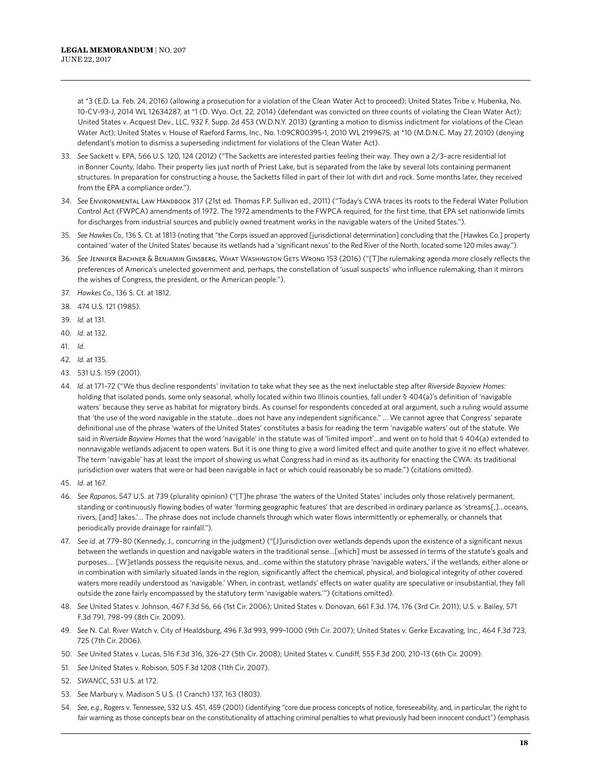at *3 (E.D. La. Feb. 24, 2016) (allowing a prosecution for a violation of the Clean Water Act to proceed); United States Tribe v. Hubenka, No. 10-CV-93-J, 2014 WL 12634287, at *1 (D. Wyo. Oct. 22, 2014) (defendant was convicted on three counts of violating the Clean Water Act); United States v. Acquest Dev., LLC, 932 F. Supp. 2d 453 (W.D.N.Y. 2013) (granting a motion to dismiss indictment for violations of the Clean Water Act); United States v. House of Raeford Farms, Inc., No. 1:09CR00395-1, 2010 WL 2199675, at *10 (M.D.N.C. May 27, 2010) (denying defendant's motion to dismiss a superseding indictment for violations of the Clean Water Act).

33. *See* Sackett v. EPA, 566 U.S. 120, 124 (2012) ("The Sacketts are interested parties feeling their way. They own a 2/3–acre residential lot in Bonner County, Idaho. Their property lies just north of Priest Lake, but is separated from the lake by several lots containing permanent structures. In preparation for constructing a house, the Sacketts filled in part of their lot with dirt and rock. Some months later, they received from the EPA a compliance order.").
34. *See* Environmental Law Handbook 317 (21st ed. Thomas F.P. Sullivan ed., 2011) ("Today's CWA traces its roots to the Federal Water Pollution Control Act (FWPCA) amendments of 1972. The 1972 amendments to the FWPCA required, for the first time, that EPA set nationwide limits for discharges from industrial sources and publicly owned treatment works in the navigable waters of the United States.").
35. *See Hawkes Co.*, 136 S. Ct. at 1813 (noting that "the Corps issued an approved [jurisdictional determination] concluding that the [Hawkes Co.] property contained 'water of the United States' because its wetlands had a 'significant nexus' to the Red River of the North, located some 120 miles away.").
36. *See* Jennifer Bachner & Benjamin Ginsberg, What Washington Gets Wrong 153 (2016) ("[T]he rulemaking agenda more closely reflects the preferences of America's unelected government and, perhaps, the constellation of 'usual suspects' who influence rulemaking, than it mirrors the wishes of Congress, the president, or the American people.").
37. *Hawkes Co*., 136 S. Ct. at 1812.
38. 474 U.S. 121 (1985).
39. *Id.* at 131.
40. *Id.* at 132.
41. *Id*.
42. *Id.* at 135.
43. 531 U.S. 159 (2001).
44. *Id.* at 171–72 ("We thus decline respondents' invitation to take what they see as the next ineluctable step after *Riverside Bayview Homes:* holding that isolated ponds, some only seasonal, wholly located within two Illinois counties, fall under § 404(a)'s definition of 'navigable waters' because they serve as habitat for migratory birds. As counsel for respondents conceded at oral argument, such a ruling would assume that 'the use of the word navigable in the statute…does not have any independent significance.' … We cannot agree that Congress' separate definitional use of the phrase 'waters of the United States' constitutes a basis for reading the term 'navigable waters' out of the statute. We said in *Riverside Bayview Homes* that the word 'navigable' in the statute was of 'limited import'…and went on to hold that § 404(a) extended to nonnavigable wetlands adjacent to open waters. But it is one thing to give a word limited effect and quite another to give it no effect whatever. The term 'navigable' has at least the import of showing us what Congress had in mind as its authority for enacting the CWA: its traditional jurisdiction over waters that were or had been navigable in fact or which could reasonably be so made.") (citations omitted).
45. *Id*. at 167.
46. *See Rapanos*, 547 U.S. at 739 (plurality opinion) ("[T]he phrase 'the waters of the United States' includes only those relatively permanent, standing or continuously flowing bodies of water 'forming geographic features' that are described in ordinary parlance as 'streams[,]…oceans, rivers, [and] lakes.'… The phrase does not include channels through which water flows intermittently or ephemerally, or channels that periodically provide drainage for rainfall.").
47. *See id*. at 779–80 (Kennedy, J., concurring in the judgment) ("[J]urisdiction over wetlands depends upon the existence of a significant nexus between the wetlands in question and navigable waters in the traditional sense…[which] must be assessed in terms of the statute's goals and purposes…. [W]etlands possess the requisite nexus, and…come within the statutory phrase 'navigable waters,' if the wetlands, either alone or in combination with similarly situated lands in the region, significantly affect the chemical, physical, and biological integrity of other covered waters more readily understood as 'navigable.' When, in contrast, wetlands' effects on water quality are speculative or insubstantial, they fall outside the zone fairly encompassed by the statutory term 'navigable waters.'") (citations omitted).
48. *See* United States v. Johnson, 467 F.3d 56, 66 (1st Cir. 2006); United States v. Donovan, 661 F.3d. 174, 176 (3rd Cir. 2011); U.S. v. Bailey, 571 F.3d 791, 798–99 (8th Cir. 2009).
49. *See* N. Cal. River Watch v. City of Healdsburg, 496 F.3d 993, 999–1000 (9th Cir. 2007); United States v. Gerke Excavating, Inc., 464 F.3d 723, 725 (7th Cir. 2006).
50. *See* United States v. Lucas, 516 F.3d 316, 326–27 (5th Cir. 2008); United States v. Cundiff, 555 F.3d 200, 210–13 (6th Cir. 2009).
51. *See* United States v. Robison, 505 F.3d 1208 (11th Cir. 2007).
52. *SWANCC*, 531 U.S. at 172.
53. *See* Marbury v. Madison 5 U.S. (1 Cranch) 137, 163 (1803).
54. *See, e.g.*, Rogers v. Tennessee, 532 U.S. 451, 459 (2001) (identifying "core due process concepts of notice, foreseeability, and, in particular, the right to fair warning as those concepts bear on the constitutionality of attaching criminal penalties to what previously had been innocent conduct") (emphasis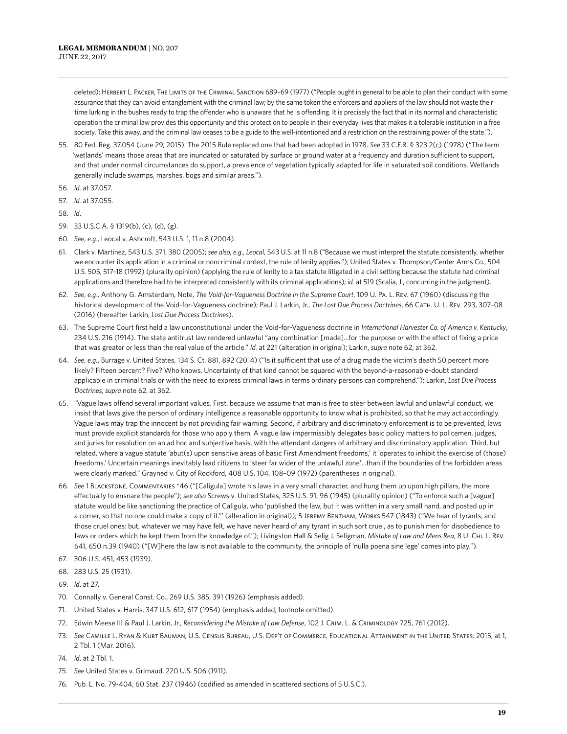deleted); Herbert L. Packer, The Limits of the Criminal Sanction 689–69 (1977) ("People ought in general to be able to plan their conduct with some assurance that they can avoid entanglement with the criminal law; by the same token the enforcers and appliers of the law should not waste their time lurking in the bushes ready to trap the offender who is unaware that he is offending. It is precisely the fact that in its normal and characteristic operation the criminal law provides this opportunity and this protection to people in their everyday lives that makes it a tolerable institution in a free society. Take this away, and the criminal law ceases to be a guide to the well-intentioned and a restriction on the restraining power of the state.").

55. 80 Fed. Reg. 37,054 (June 29, 2015). The 2015 Rule replaced one that had been adopted in 1978. *See* 33 C.F.R. § 323.2(c) (1978) ("The term 'wetlands' means those areas that are inundated or saturated by surface or ground water at a frequency and duration sufficient to support, and that under normal circumstances do support, a prevalence of vegetation typically adapted for life in saturated soil conditions. Wetlands generally include swamps, marshes, bogs and similar areas.").
56. *Id.* at 37,057.
57. *Id.* at 37,055.
58. *Id*.
59. 33 U.S.C.A. § 1319(b), (c), (d), (g).
60. *See*, *e.g.*, Leocal v. Ashcroft, 543 U.S. 1, 11 n.8 (2004).
61. Clark v. Martinez, 543 U.S. 371, 380 (2005); *see also*, *e.g.*, *Leocal*, 543 U.S. at 11 n.8 ("Because we must interpret the statute consistently, whether we encounter its application in a criminal or noncriminal context, the rule of lenity applies."); United States v. Thompson/Center Arms Co., 504 U.S. 505, 517–18 (1992) (plurality opinion) (applying the rule of lenity to a tax statute litigated in a civil setting because the statute had criminal applications and therefore had to be interpreted consistently with its criminal applications); *id.* at 519 (Scalia, J., concurring in the judgment).
62. *See*, *e.g.*, Anthony G. Amsterdam, Note, *The Void-for-Vagueness Doctrine in the Supreme Court*, 109 U. Pa. L. Rev. 67 (1960) (discussing the historical development of the Void-for-Vagueness doctrine); Paul J. Larkin, Jr., *The Lost Due Process Doctrines*, 66 Cath. U. L. Rev. 293, 307–08 (2016) (hereafter Larkin, *Lost Due Process Doctrines*).
63. The Supreme Court first held a law unconstitutional under the Void-for-Vagueness doctrine in *International Harvester Co. of America v. Kentucky*, 234 U.S. 216 (1914). The state antitrust law rendered unlawful "any combination [made]…for the purpose or with the effect of fixing a price that was greater or less than the real value of the article." *Id.* at 221 (alteration in original); Larkin, *supra* note 62, at 362.
64. *See*, *e.g.*, Burrage v. United States, 134 S. Ct. 881, 892 (2014) ("Is it sufficient that use of a drug made the victim's death 50 percent more likely? Fifteen percent? Five? Who knows. Uncertainty of that kind cannot be squared with the beyond-a-reasonable-doubt standard applicable in criminal trials or with the need to express criminal laws in terms ordinary persons can comprehend."); Larkin, *Lost Due Process Doctrines*, *supra* note 62, at 362.
65. "Vague laws offend several important values. First, because we assume that man is free to steer between lawful and unlawful conduct, we insist that laws give the person of ordinary intelligence a reasonable opportunity to know what is prohibited, so that he may act accordingly. Vague laws may trap the innocent by not providing fair warning. Second, if arbitrary and discriminatory enforcement is to be prevented, laws must provide explicit standards for those who apply them. A vague law impermissibly delegates basic policy matters to policemen, judges, and juries for resolution on an ad hoc and subjective basis, with the attendant dangers of arbitrary and discriminatory application. Third, but related, where a vague statute 'abut(s) upon sensitive areas of basic First Amendment freedoms,' it 'operates to inhibit the exercise of (those) freedoms.' Uncertain meanings inevitably lead citizens to 'steer far wider of the unlawful zone'…than if the boundaries of the forbidden areas were clearly marked." Grayned v. City of Rockford, 408 U.S. 104, 108–09 (1972) (parentheses in original).
66. *See* 1 Blackstone, Commentaries *46 ("[Caligula] wrote his laws in a very small character, and hung them up upon high pillars, the more effectually to ensnare the people"); *see also* Screws v. United States, 325 U.S. 91, 96 (1945) (plurality opinion) ("To enforce such a [vague] statute would be like sanctioning the practice of Caligula, who 'published the law, but it was written in a very small hand, and posted up in a corner, so that no one could make a copy of it."' (alteration in original)); 5 Jeremy Bentham, Works 547 (1843) ("We hear of tyrants, and those cruel ones: but, whatever we may have felt, we have never heard of any tyrant in such sort cruel, as to punish men for disobedience to laws or orders which he kept them from the knowledge of."); Livingston Hall & Selig J. Seligman, *Mistake of Law and Mens Rea*, 8 U. Chi. L. Rev. 641, 650 n.39 (1940) ("[W]here the law is not available to the community, the principle of 'nulla poena sine lege' comes into play.").
67. 306 U.S. 451, 453 (1939).
68. 283 U.S. 25 (1931).
69. *Id*. at 27.
70. Connally v. General Const. Co., 269 U.S. 385, 391 (1926) (emphasis added).
71. United States v. Harris, 347 U.S. 612, 617 (1954) (emphasis added; footnote omitted).
72. Edwin Meese III & Paul J. Larkin, Jr., *Reconsidering the Mistake of Law Defense*, 102 J. Crim. L. & Criminology 725, 761 (2012).
73. *See* Camille L. Ryan & Kurt Bauman, U.S. Census Bureau, U.S. Dep't of Commerce, Educational Attainment in the United States: 2015, at 1, 2 Tbl. 1 (Mar. 2016).
74. *Id*. at 2 Tbl. 1.
75. *See* United States v. Grimaud, 220 U.S. 506 (1911).
76. Pub. L. No. 79-404, 60 Stat. 237 (1946) (codified as amended in scattered sections of 5 U.S.C.).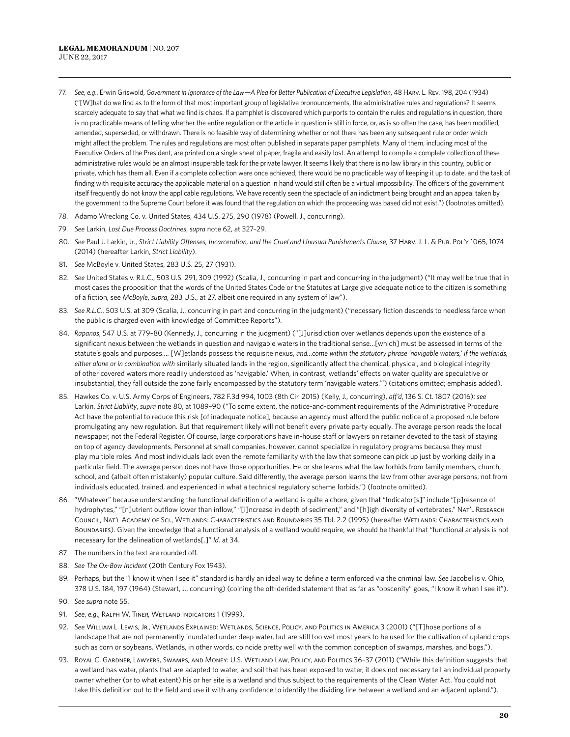77. *See, e.g.*, Erwin Griswold, *Government in Ignorance of the Law—A Plea for Better Publication of Executive Legislation*, 48 Harv. L. Rev. 198, 204 (1934) ("[W]hat do we find as to the form of that most important group of legislative pronouncements, the administrative rules and regulations? It seems scarcely adequate to say that what we find is chaos. If a pamphlet is discovered which purports to contain the rules and regulations in question, there is no practicable means of telling whether the entire regulation or the article in question is still in force, or, as is so often the case, has been modified, amended, superseded, or withdrawn. There is no feasible way of determining whether or not there has been any subsequent rule or order which might affect the problem. The rules and regulations are most often published in separate paper pamphlets. Many of them, including most of the Executive Orders of the President, are printed on a single sheet of paper, fragile and easily lost. An attempt to compile a complete collection of these administrative rules would be an almost insuperable task for the private lawyer. It seems likely that there is no law library in this country, public or private, which has them all. Even if a complete collection were once achieved, there would be no practicable way of keeping it up to date, and the task of finding with requisite accuracy the applicable material on a question in hand would still often be a virtual impossibility. The officers of the government itself frequently do not know the applicable regulations. We have recently seen the spectacle of an indictment being brought and an appeal taken by the government to the Supreme Court before it was found that the regulation on which the proceeding was based did not exist.") (footnotes omitted).
78. Adamo Wrecking Co. v. United States, 434 U.S. 275, 290 (1978) (Powell, J., concurring).
79. *See* Larkin, *Lost Due Process Doctrines*, *supra* note 62, at 327–29.
80. *See* Paul J. Larkin, Jr., *Strict Liability Offenses, Incarceration, and the Cruel and Unusual Punishments Clause*, 37 Harv. J. L. & Pub. Pol'y 1065, 1074 (2014) (hereafter Larkin, *Strict Liability*).
81. *See* McBoyle v. United States, 283 U.S. 25, 27 (1931).
82. *See* United States v. R.L.C., 503 U.S. 291, 309 (1992) (Scalia, J., concurring in part and concurring in the judgment) ("It may well be true that in most cases the proposition that the words of the United States Code or the Statutes at Large give adequate notice to the citizen is something of a fiction, see *McBoyle*, *supra*, 283 U.S., at 27, albeit one required in any system of law").
83. *See R.L.C.*, 503 U.S. at 309 (Scalia, J., concurring in part and concurring in the judgment) ("necessary fiction descends to needless farce when the public is charged even with knowledge of Committee Reports").
84. *Rapanos*, 547 U.S. at 779–80 (Kennedy, J., concurring in the judgment) ("[J]urisdiction over wetlands depends upon the existence of a significant nexus between the wetlands in question and navigable waters in the traditional sense…[which] must be assessed in terms of the statute's goals and purposes…. [W]etlands possess the requisite nexus, *and…come within the statutory phrase 'navigable waters,' if the wetlands, either alone or in combination with* similarly situated lands in the region, significantly affect the chemical, physical, and biological integrity of other covered waters more readily understood as 'navigable.' When, in contrast, wetlands' effects on water quality are speculative or insubstantial, they fall outside the zone fairly encompassed by the statutory term 'navigable waters.'") (citations omitted; emphasis added).
85. Hawkes Co. v. U.S. Army Corps of Engineers, 782 F.3d 994, 1003 (8th Cir. 2015) (Kelly, J., concurring), *aff'd*, 136 S. Ct. 1807 (2016); *see* Larkin, *Strict Liability*, *supra* note 80, at 1089–90 ("To some extent, the notice-and-comment requirements of the Administrative Procedure Act have the potential to reduce this risk [of inadequate notice], because an agency must afford the public notice of a proposed rule before promulgating any new regulation. But that requirement likely will not benefit every private party equally. The average person reads the local newspaper, not the Federal Register. Of course, large corporations have in-house staff or lawyers on retainer devoted to the task of staying on top of agency developments. Personnel at small companies, however, cannot specialize in regulatory programs because they must play multiple roles. And most individuals lack even the remote familiarity with the law that someone can pick up just by working daily in a particular field. The average person does not have those opportunities. He or she learns what the law forbids from family members, church, school, and (albeit often mistakenly) popular culture. Said differently, the average person learns the law from other average persons, not from individuals educated, trained, and experienced in what a technical regulatory scheme forbids.") (footnote omitted).
86. "Whatever" because understanding the functional definition of a wetland is quite a chore, given that "Indicator[s]" include "[p]resence of hydrophytes," "[n]utrient outflow lower than inflow," "[i]ncrease in depth of sediment," and "[h]igh diversity of vertebrates." Nat'l Research Council, Nat'l Academy of Sci., Wetlands: Characteristics and Boundaries 35 Tbl. 2.2 (1995) (hereafter Wetlands: Characteristics and Boundaries). Given the knowledge that a functional analysis of a wetland would require, we should be thankful that "functional analysis is not necessary for the delineation of wetlands[.]" *Id.* at 34.
87. The numbers in the text are rounded off.
88. *See The Ox-Bow Incident* (20th Century Fox 1943).
89. Perhaps, but the "I know it when I see it" standard is hardly an ideal way to define a term enforced via the criminal law. *See* Jacobellis v. Ohio, 378 U.S. 184, 197 (1964) (Stewart, J., concurring) (coining the oft-derided statement that as far as "obscenity" goes, "I know it when I see it").
90. *See supra* note 55.
91. *See*, *e.g.*, Ralph W. Tiner, Wetland Indicators 1 (1999).
92. *See* William L. Lewis, Jr., Wetlands Explained: Wetlands, Science, Policy, and Politics in America 3 (2001) ("[T]hose portions of a landscape that are not permanently inundated under deep water, but are still too wet most years to be used for the cultivation of upland crops such as corn or soybeans. Wetlands, in other words, coincide pretty well with the common conception of swamps, marshes, and bogs.").
93. Royal C. Gardner, Lawyers, Swamps, and Money: U.S. Wetland Law, Policy, and Politics 36–37 (2011) ("While this definition suggests that a wetland has water, plants that are adapted to water, and soil that has been exposed to water, it does not necessary tell an individual property owner whether (or to what extent) his or her site is a wetland and thus subject to the requirements of the Clean Water Act. You could not take this definition out to the field and use it with any confidence to identify the dividing line between a wetland and an adjacent upland.").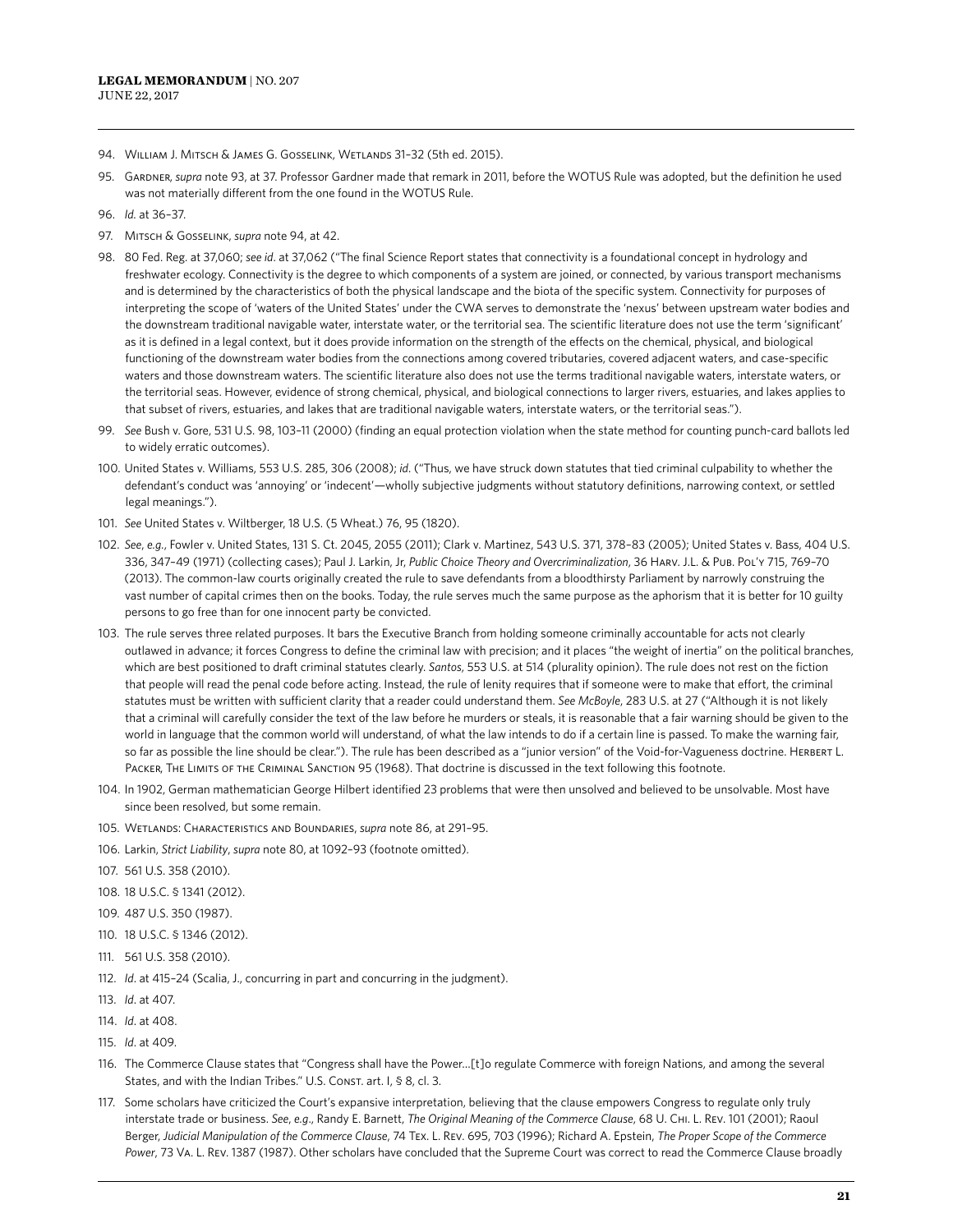94. William J. Mitsch & James G. Gosselink, Wetlands 31–32 (5th ed. 2015).

95. Gardner, *supra* note 93, at 37. Professor Gardner made that remark in 2011, before the WOTUS Rule was adopted, but the definition he used was not materially different from the one found in the WOTUS Rule.

96. *Id.* at 36–37.

97. Mitsch & Gosselink, *supra* note 94, at 42.

98. 80 Fed. Reg. at 37,060; *see id*. at 37,062 ("The final Science Report states that connectivity is a foundational concept in hydrology and freshwater ecology. Connectivity is the degree to which components of a system are joined, or connected, by various transport mechanisms and is determined by the characteristics of both the physical landscape and the biota of the specific system. Connectivity for purposes of interpreting the scope of 'waters of the United States' under the CWA serves to demonstrate the 'nexus' between upstream water bodies and the downstream traditional navigable water, interstate water, or the territorial sea. The scientific literature does not use the term 'significant' as it is defined in a legal context, but it does provide information on the strength of the effects on the chemical, physical, and biological functioning of the downstream water bodies from the connections among covered tributaries, covered adjacent waters, and case-specific waters and those downstream waters. The scientific literature also does not use the terms traditional navigable waters, interstate waters, or the territorial seas. However, evidence of strong chemical, physical, and biological connections to larger rivers, estuaries, and lakes applies to that subset of rivers, estuaries, and lakes that are traditional navigable waters, interstate waters, or the territorial seas.").

99. *See* Bush v. Gore, 531 U.S. 98, 103–11 (2000) (finding an equal protection violation when the state method for counting punch-card ballots led to widely erratic outcomes).

100. United States v. Williams, 553 U.S. 285, 306 (2008); *id*. ("Thus, we have struck down statutes that tied criminal culpability to whether the defendant's conduct was 'annoying' or 'indecent'—wholly subjective judgments without statutory definitions, narrowing context, or settled legal meanings.").

101. *See* United States v. Wiltberger, 18 U.S. (5 Wheat.) 76, 95 (1820).

102. *See*, *e.g.*, Fowler v. United States, 131 S. Ct. 2045, 2055 (2011); Clark v. Martinez, 543 U.S. 371, 378–83 (2005); United States v. Bass, 404 U.S. 336, 347–49 (1971) (collecting cases); Paul J. Larkin, Jr, *Public Choice Theory and Overcriminalization*, 36 Harv. J.L. & Pub. Pol'y 715, 769–70 (2013). The common-law courts originally created the rule to save defendants from a bloodthirsty Parliament by narrowly construing the vast number of capital crimes then on the books. Today, the rule serves much the same purpose as the aphorism that it is better for 10 guilty persons to go free than for one innocent party be convicted.

103. The rule serves three related purposes. It bars the Executive Branch from holding someone criminally accountable for acts not clearly outlawed in advance; it forces Congress to define the criminal law with precision; and it places "the weight of inertia" on the political branches, which are best positioned to draft criminal statutes clearly. *Santos*, 553 U.S. at 514 (plurality opinion). The rule does not rest on the fiction that people will read the penal code before acting. Instead, the rule of lenity requires that if someone were to make that effort, the criminal statutes must be written with sufficient clarity that a reader could understand them. *See McBoyle*, 283 U.S. at 27 ("Although it is not likely that a criminal will carefully consider the text of the law before he murders or steals, it is reasonable that a fair warning should be given to the world in language that the common world will understand, of what the law intends to do if a certain line is passed. To make the warning fair, so far as possible the line should be clear."). The rule has been described as a "junior version" of the Void-for-Vagueness doctrine. Herbert L. Packer, The Limits of the Criminal Sanction 95 (1968). That doctrine is discussed in the text following this footnote.

104. In 1902, German mathematician George Hilbert identified 23 problems that were then unsolved and believed to be unsolvable. Most have since been resolved, but some remain.

105. Wetlands: Characteristics and Boundaries, *supra* note 86, at 291–95.

106. Larkin, *Strict Liability*, *supra* note 80, at 1092–93 (footnote omitted).

107. 561 U.S. 358 (2010).

108. 18 U.S.C. § 1341 (2012).

109. 487 U.S. 350 (1987).

110. 18 U.S.C. § 1346 (2012).

111. 561 U.S. 358 (2010).

112. *Id*. at 415–24 (Scalia, J., concurring in part and concurring in the judgment).

113. *Id*. at 407.

114. *Id*. at 408.

115. *Id*. at 409.

116. The Commerce Clause states that "Congress shall have the Power…[t]o regulate Commerce with foreign Nations, and among the several States, and with the Indian Tribes." U.S. Const. art. I, § 8, cl. 3.

117. Some scholars have criticized the Court's expansive interpretation, believing that the clause empowers Congress to regulate only truly interstate trade or business. *See*, *e.g*., Randy E. Barnett, *The Original Meaning of the Commerce Clause*, 68 U. Chi. L. Rev. 101 (2001); Raoul Berger, *Judicial Manipulation of the Commerce Clause*, 74 Tex. L. Rev. 695, 703 (1996); Richard A. Epstein, *The Proper Scope of the Commerce Power*, 73 Va. L. Rev. 1387 (1987). Other scholars have concluded that the Supreme Court was correct to read the Commerce Clause broadly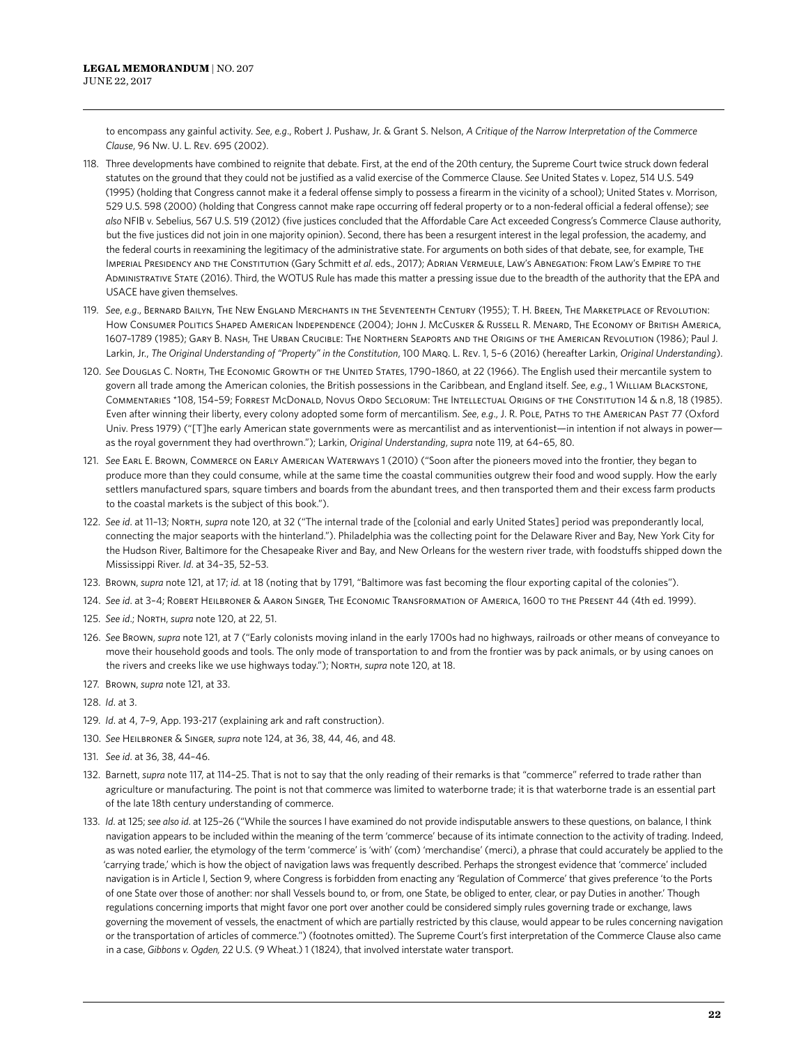to encompass any gainful activity. *See, e.g.*, Robert J. Pushaw, Jr. & Grant S. Nelson, *A Critique of the Narrow Interpretation of the Commerce Clause*, 96 Nw. U. L. Rev. 695 (2002).

118. Three developments have combined to reignite that debate. First, at the end of the 20th century, the Supreme Court twice struck down federal statutes on the ground that they could not be justified as a valid exercise of the Commerce Clause. *See* United States v. Lopez, 514 U.S. 549 (1995) (holding that Congress cannot make it a federal offense simply to possess a firearm in the vicinity of a school); United States v. Morrison, 529 U.S. 598 (2000) (holding that Congress cannot make rape occurring off federal property or to a non-federal official a federal offense); *see also* NFIB v. Sebelius, 567 U.S. 519 (2012) (five justices concluded that the Affordable Care Act exceeded Congress's Commerce Clause authority, but the five justices did not join in one majority opinion). Second, there has been a resurgent interest in the legal profession, the academy, and the federal courts in reexamining the legitimacy of the administrative state. For arguments on both sides of that debate, see, for example, The Imperial Presidency and the Constitution (Gary Schmitt *et al.* eds., 2017); Adrian Vermeule, Law's Abnegation: From Law's Empire to the Administrative State (2016). Third, the WOTUS Rule has made this matter a pressing issue due to the breadth of the authority that the EPA and USACE have given themselves.

119. *See, e.g.*, Bernard Bailyn, The New England Merchants in the Seventeenth Century (1955); T. H. Breen, The Marketplace of Revolution: How Consumer Politics Shaped American Independence (2004); John J. McCusker & Russell R. Menard, The Economy of British America, 1607–1789 (1985); Gary B. Nash, The Urban Crucible: The Northern Seaports and the Origins of the American Revolution (1986); Paul J. Larkin, Jr., *The Original Understanding of "Property" in the Constitution*, 100 Marq. L. Rev. 1, 5–6 (2016) (hereafter Larkin, *Original Understanding*).

120. *See* Douglas C. North, The Economic Growth of the United States, 1790–1860, at 22 (1966). The English used their mercantile system to govern all trade among the American colonies, the British possessions in the Caribbean, and England itself. *See, e.g.*, 1 William Blackstone, Commentaries \*108, 154–59; Forrest McDonald, Novus Ordo Seclorum: The Intellectual Origins of the Constitution 14 & n.8, 18 (1985). Even after winning their liberty, every colony adopted some form of mercantilism. *See, e.g.*, J. R. Pole, Paths to the American Past 77 (Oxford Univ. Press 1979) ("[T]he early American state governments were as mercantilist and as interventionist—in intention if not always in power—as the royal government they had overthrown."); Larkin, *Original Understanding*, *supra* note 119, at 64–65, 80.

121. *See* Earl E. Brown, Commerce on Early American Waterways 1 (2010) ("Soon after the pioneers moved into the frontier, they began to produce more than they could consume, while at the same time the coastal communities outgrew their food and wood supply. How the early settlers manufactured spars, square timbers and boards from the abundant trees, and then transported them and their excess farm products to the coastal markets is the subject of this book.").

122. *See id.* at 11–13; North, *supra* note 120, at 32 ("The internal trade of the [colonial and early United States] period was preponderantly local, connecting the major seaports with the hinterland."). Philadelphia was the collecting point for the Delaware River and Bay, New York City for the Hudson River, Baltimore for the Chesapeake River and Bay, and New Orleans for the western river trade, with foodstuffs shipped down the Mississippi River. *Id.* at 34–35, 52–53.

123. Brown, *supra* note 121, at 17; *id.* at 18 (noting that by 1791, "Baltimore was fast becoming the flour exporting capital of the colonies").

124. *See id.* at 3–4; Robert Heilbroner & Aaron Singer, The Economic Transformation of America, 1600 to the Present 44 (4th ed. 1999).

125. *See id.*; North, *supra* note 120, at 22, 51.

126. *See* Brown, *supra* note 121, at 7 ("Early colonists moving inland in the early 1700s had no highways, railroads or other means of conveyance to move their household goods and tools. The only mode of transportation to and from the frontier was by pack animals, or by using canoes on the rivers and creeks like we use highways today."); North, *supra* note 120, at 18.

127. Brown, *supra* note 121, at 33.

128. *Id.* at 3.

129. *Id.* at 4, 7–9, App. 193-217 (explaining ark and raft construction).

130. *See* Heilbroner & Singer, *supra* note 124, at 36, 38, 44, 46, and 48.

131. *See id.* at 36, 38, 44–46.

132. Barnett, *supra* note 117, at 114–25. That is not to say that the only reading of their remarks is that "commerce" referred to trade rather than agriculture or manufacturing. The point is not that commerce was limited to waterborne trade; it is that waterborne trade is an essential part of the late 18th century understanding of commerce.

133. *Id.* at 125; *see also id.* at 125–26 ("While the sources I have examined do not provide indisputable answers to these questions, on balance, I think navigation appears to be included within the meaning of the term 'commerce' because of its intimate connection to the activity of trading. Indeed, as was noted earlier, the etymology of the term 'commerce' is 'with' (com) 'merchandise' (merci), a phrase that could accurately be applied to the 'carrying trade,' which is how the object of navigation laws was frequently described. Perhaps the strongest evidence that 'commerce' included navigation is in Article I, Section 9, where Congress is forbidden from enacting any 'Regulation of Commerce' that gives preference 'to the Ports of one State over those of another: nor shall Vessels bound to, or from, one State, be obliged to enter, clear, or pay Duties in another.' Though regulations concerning imports that might favor one port over another could be considered simply rules governing trade or exchange, laws governing the movement of vessels, the enactment of which are partially restricted by this clause, would appear to be rules concerning navigation or the transportation of articles of commerce.") (footnotes omitted). The Supreme Court's first interpretation of the Commerce Clause also came in a case, *Gibbons v. Ogden,* 22 U.S. (9 Wheat.) 1 (1824), that involved interstate water transport.